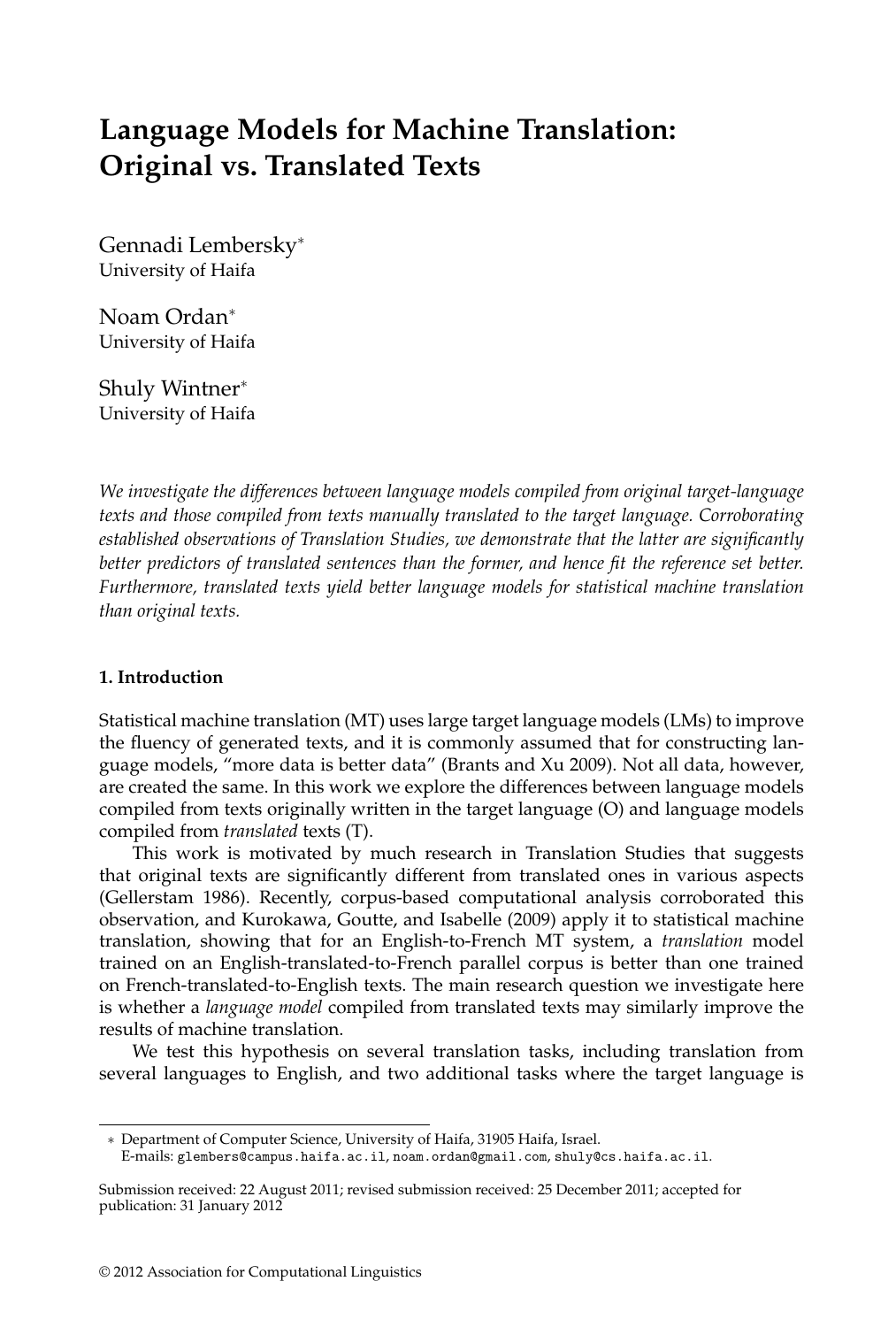# Language Models for Machine Translation: Original vs. Translated Texts

Gennadi Lembersky*
University of Haifa

Noam Ordan*
University of Haifa

Shuly Wintner*
University of Haifa

*We investigate the differences between language models compiled from original target-language texts and those compiled from texts manually translated to the target language. Corroborating established observations of Translation Studies, we demonstrate that the latter are significantly better predictors of translated sentences than the former, and hence fit the reference set better. Furthermore, translated texts yield better language models for statistical machine translation than original texts.*

## 1. Introduction

Statistical machine translation (MT) uses large target language models (LMs) to improve the fluency of generated texts, and it is commonly assumed that for constructing language models, "more data is better data" (Brants and Xu 2009). Not all data, however, are created the same. In this work we explore the differences between language models compiled from texts originally written in the target language (O) and language models compiled from *translated* texts (T).

This work is motivated by much research in Translation Studies that suggests that original texts are significantly different from translated ones in various aspects (Gellerstam 1986). Recently, corpus-based computational analysis corroborated this observation, and Kurokawa, Goutte, and Isabelle (2009) apply it to statistical machine translation, showing that for an English-to-French MT system, a *translation* model trained on an English-translated-to-French parallel corpus is better than one trained on French-translated-to-English texts. The main research question we investigate here is whether a *language model* compiled from translated texts may similarly improve the results of machine translation.

We test this hypothesis on several translation tasks, including translation from several languages to English, and two additional tasks where the target language is

---

* Department of Computer Science, University of Haifa, 31905 Haifa, Israel.
E-mails: glembers@campus.haifa.ac.il, noam.ordan@gmail.com, shuly@cs.haifa.ac.il.

Submission received: 22 August 2011; revised submission received: 25 December 2011; accepted for publication: 31 January 2012

© 2012 Association for Computational Linguistics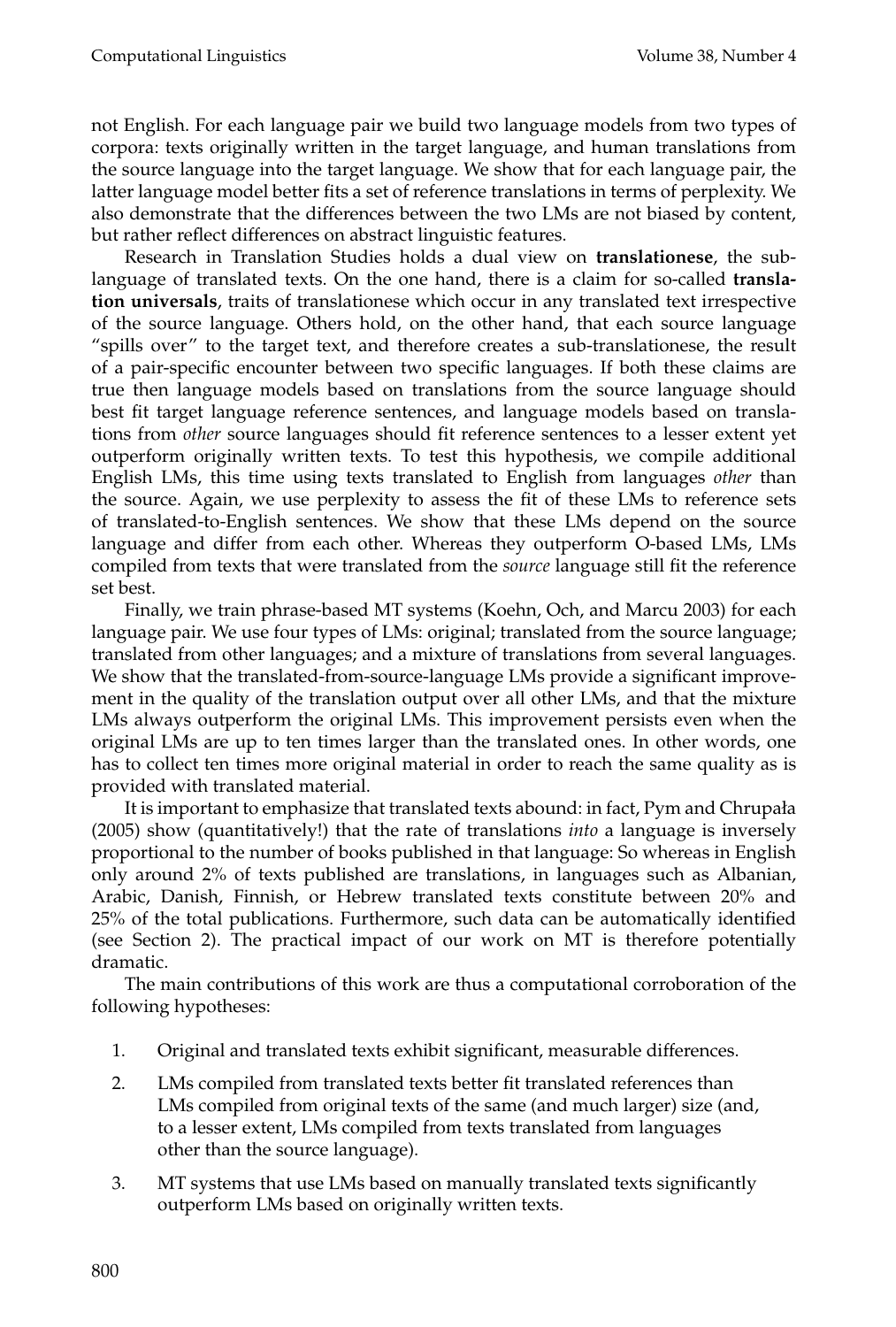not English. For each language pair we build two language models from two types of corpora: texts originally written in the target language, and human translations from the source language into the target language. We show that for each language pair, the latter language model better fits a set of reference translations in terms of perplexity. We also demonstrate that the differences between the two LMs are not biased by content, but rather reflect differences on abstract linguistic features.

Research in Translation Studies holds a dual view on **translationese**, the sub-language of translated texts. On the one hand, there is a claim for so-called **translation universals**, traits of translationese which occur in any translated text irrespective of the source language. Others hold, on the other hand, that each source language "spills over" to the target text, and therefore creates a sub-translationese, the result of a pair-specific encounter between two specific languages. If both these claims are true then language models based on translations from the source language should best fit target language reference sentences, and language models based on translations from *other* source languages should fit reference sentences to a lesser extent yet outperform originally written texts. To test this hypothesis, we compile additional English LMs, this time using texts translated to English from languages *other* than the source. Again, we use perplexity to assess the fit of these LMs to reference sets of translated-to-English sentences. We show that these LMs depend on the source language and differ from each other. Whereas they outperform O-based LMs, LMs compiled from texts that were translated from the *source* language still fit the reference set best.

Finally, we train phrase-based MT systems (Koehn, Och, and Marcu 2003) for each language pair. We use four types of LMs: original; translated from the source language; translated from other languages; and a mixture of translations from several languages. We show that the translated-from-source-language LMs provide a significant improvement in the quality of the translation output over all other LMs, and that the mixture LMs always outperform the original LMs. This improvement persists even when the original LMs are up to ten times larger than the translated ones. In other words, one has to collect ten times more original material in order to reach the same quality as is provided with translated material.

It is important to emphasize that translated texts abound: in fact, Pym and Chrupała (2005) show (quantitatively!) that the rate of translations *into* a language is inversely proportional to the number of books published in that language: So whereas in English only around 2% of texts published are translations, in languages such as Albanian, Arabic, Danish, Finnish, or Hebrew translated texts constitute between 20% and 25% of the total publications. Furthermore, such data can be automatically identified (see Section 2). The practical impact of our work on MT is therefore potentially dramatic.

The main contributions of this work are thus a computational corroboration of the following hypotheses:

1. Original and translated texts exhibit significant, measurable differences.
2. LMs compiled from translated texts better fit translated references than LMs compiled from original texts of the same (and much larger) size (and, to a lesser extent, LMs compiled from texts translated from languages other than the source language).
3. MT systems that use LMs based on manually translated texts significantly outperform LMs based on originally written texts.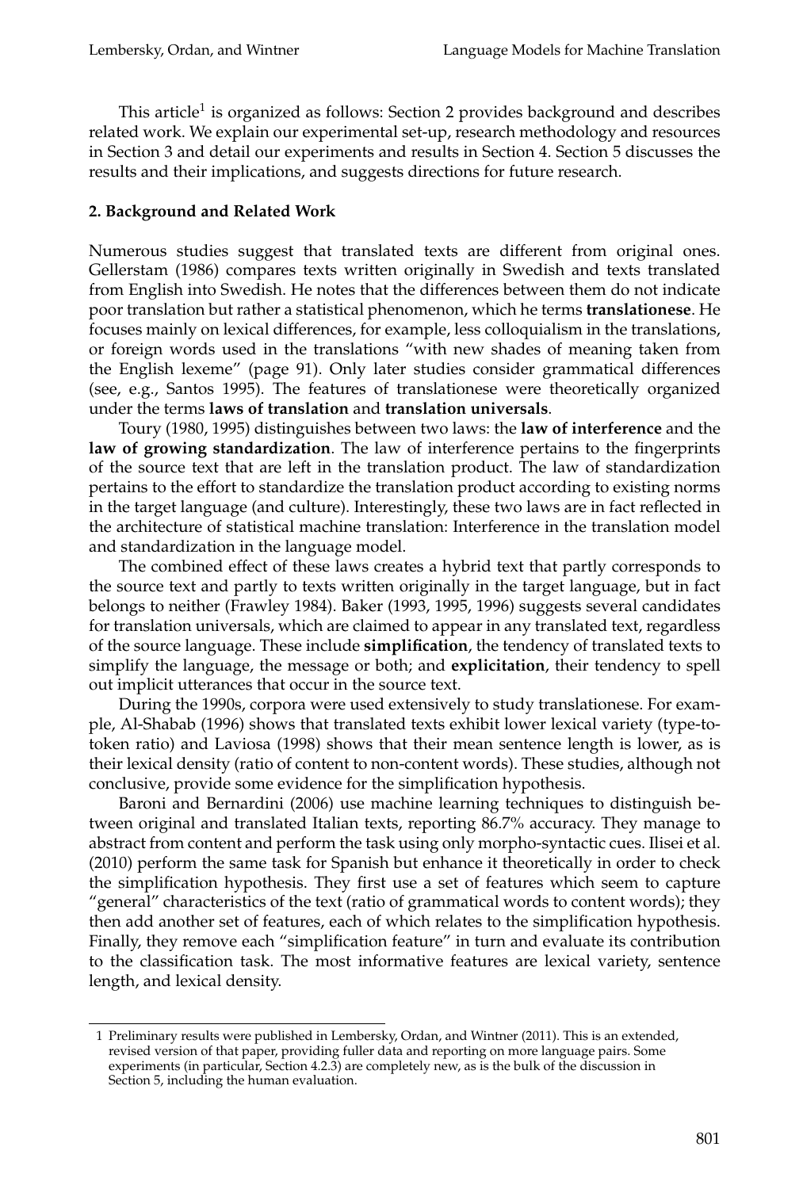This article[1] is organized as follows: Section 2 provides background and describes related work. We explain our experimental set-up, research methodology and resources in Section 3 and detail our experiments and results in Section 4. Section 5 discusses the results and their implications, and suggests directions for future research.

## 2. Background and Related Work

Numerous studies suggest that translated texts are different from original ones. Gellerstam (1986) compares texts written originally in Swedish and texts translated from English into Swedish. He notes that the differences between them do not indicate poor translation but rather a statistical phenomenon, which he terms **translationese**. He focuses mainly on lexical differences, for example, less colloquialism in the translations, or foreign words used in the translations "with new shades of meaning taken from the English lexeme" (page 91). Only later studies consider grammatical differences (see, e.g., Santos 1995). The features of translationese were theoretically organized under the terms **laws of translation** and **translation universals**.

Toury (1980, 1995) distinguishes between two laws: the **law of interference** and the **law of growing standardization**. The law of interference pertains to the fingerprints of the source text that are left in the translation product. The law of standardization pertains to the effort to standardize the translation product according to existing norms in the target language (and culture). Interestingly, these two laws are in fact reflected in the architecture of statistical machine translation: Interference in the translation model and standardization in the language model.

The combined effect of these laws creates a hybrid text that partly corresponds to the source text and partly to texts written originally in the target language, but in fact belongs to neither (Frawley 1984). Baker (1993, 1995, 1996) suggests several candidates for translation universals, which are claimed to appear in any translated text, regardless of the source language. These include **simplification**, the tendency of translated texts to simplify the language, the message or both; and **explicitation**, their tendency to spell out implicit utterances that occur in the source text.

During the 1990s, corpora were used extensively to study translationese. For example, Al-Shabab (1996) shows that translated texts exhibit lower lexical variety (type-to-token ratio) and Laviosa (1998) shows that their mean sentence length is lower, as is their lexical density (ratio of content to non-content words). These studies, although not conclusive, provide some evidence for the simplification hypothesis.

Baroni and Bernardini (2006) use machine learning techniques to distinguish between original and translated Italian texts, reporting 86.7% accuracy. They manage to abstract from content and perform the task using only morpho-syntactic cues. Ilisei et al. (2010) perform the same task for Spanish but enhance it theoretically in order to check the simplification hypothesis. They first use a set of features which seem to capture "general" characteristics of the text (ratio of grammatical words to content words); they then add another set of features, each of which relates to the simplification hypothesis. Finally, they remove each "simplification feature" in turn and evaluate its contribution to the classification task. The most informative features are lexical variety, sentence length, and lexical density.

---

[1] Preliminary results were published in Lembersky, Ordan, and Wintner (2011). This is an extended, revised version of that paper, providing fuller data and reporting on more language pairs. Some experiments (in particular, Section 4.2.3) are completely new, as is the bulk of the discussion in Section 5, including the human evaluation.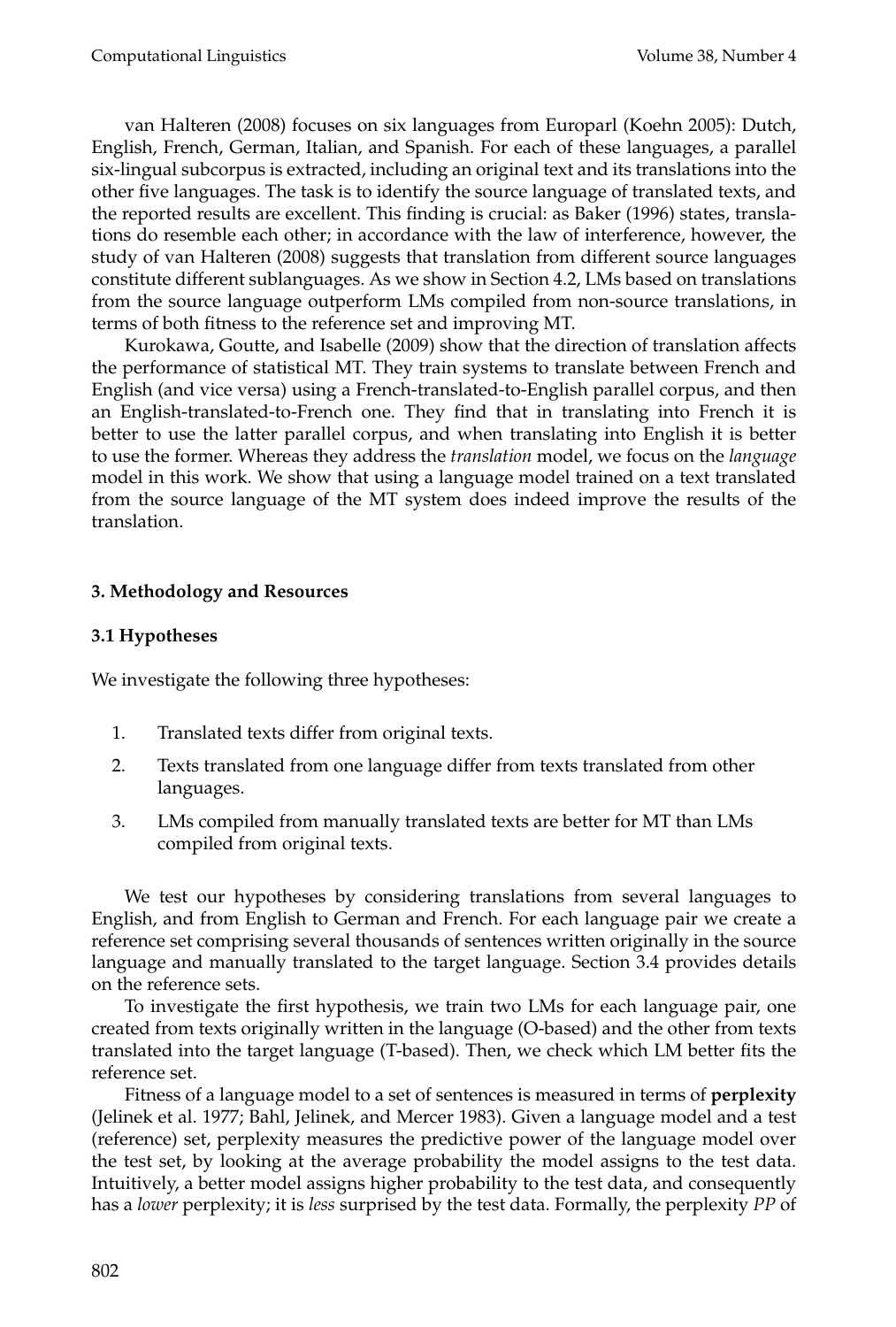van Halteren (2008) focuses on six languages from Europarl (Koehn 2005): Dutch, English, French, German, Italian, and Spanish. For each of these languages, a parallel six-lingual subcorpus is extracted, including an original text and its translations into the other five languages. The task is to identify the source language of translated texts, and the reported results are excellent. This finding is crucial: as Baker (1996) states, translations do resemble each other; in accordance with the law of interference, however, the study of van Halteren (2008) suggests that translation from different source languages constitute different sublanguages. As we show in Section 4.2, LMs based on translations from the source language outperform LMs compiled from non-source translations, in terms of both fitness to the reference set and improving MT.

Kurokawa, Goutte, and Isabelle (2009) show that the direction of translation affects the performance of statistical MT. They train systems to translate between French and English (and vice versa) using a French-translated-to-English parallel corpus, and then an English-translated-to-French one. They find that in translating into French it is better to use the latter parallel corpus, and when translating into English it is better to use the former. Whereas they address the *translation* model, we focus on the *language* model in this work. We show that using a language model trained on a text translated from the source language of the MT system does indeed improve the results of the translation.

## 3. Methodology and Resources

### 3.1 Hypotheses

We investigate the following three hypotheses:

1. Translated texts differ from original texts.
2. Texts translated from one language differ from texts translated from other languages.
3. LMs compiled from manually translated texts are better for MT than LMs compiled from original texts.

We test our hypotheses by considering translations from several languages to English, and from English to German and French. For each language pair we create a reference set comprising several thousands of sentences written originally in the source language and manually translated to the target language. Section 3.4 provides details on the reference sets.

To investigate the first hypothesis, we train two LMs for each language pair, one created from texts originally written in the language (O-based) and the other from texts translated into the target language (T-based). Then, we check which LM better fits the reference set.

Fitness of a language model to a set of sentences is measured in terms of **perplexity** (Jelinek et al. 1977; Bahl, Jelinek, and Mercer 1983). Given a language model and a test (reference) set, perplexity measures the predictive power of the language model over the test set, by looking at the average probability the model assigns to the test data. Intuitively, a better model assigns higher probability to the test data, and consequently has a *lower* perplexity; it is *less* surprised by the test data. Formally, the perplexity *PP* of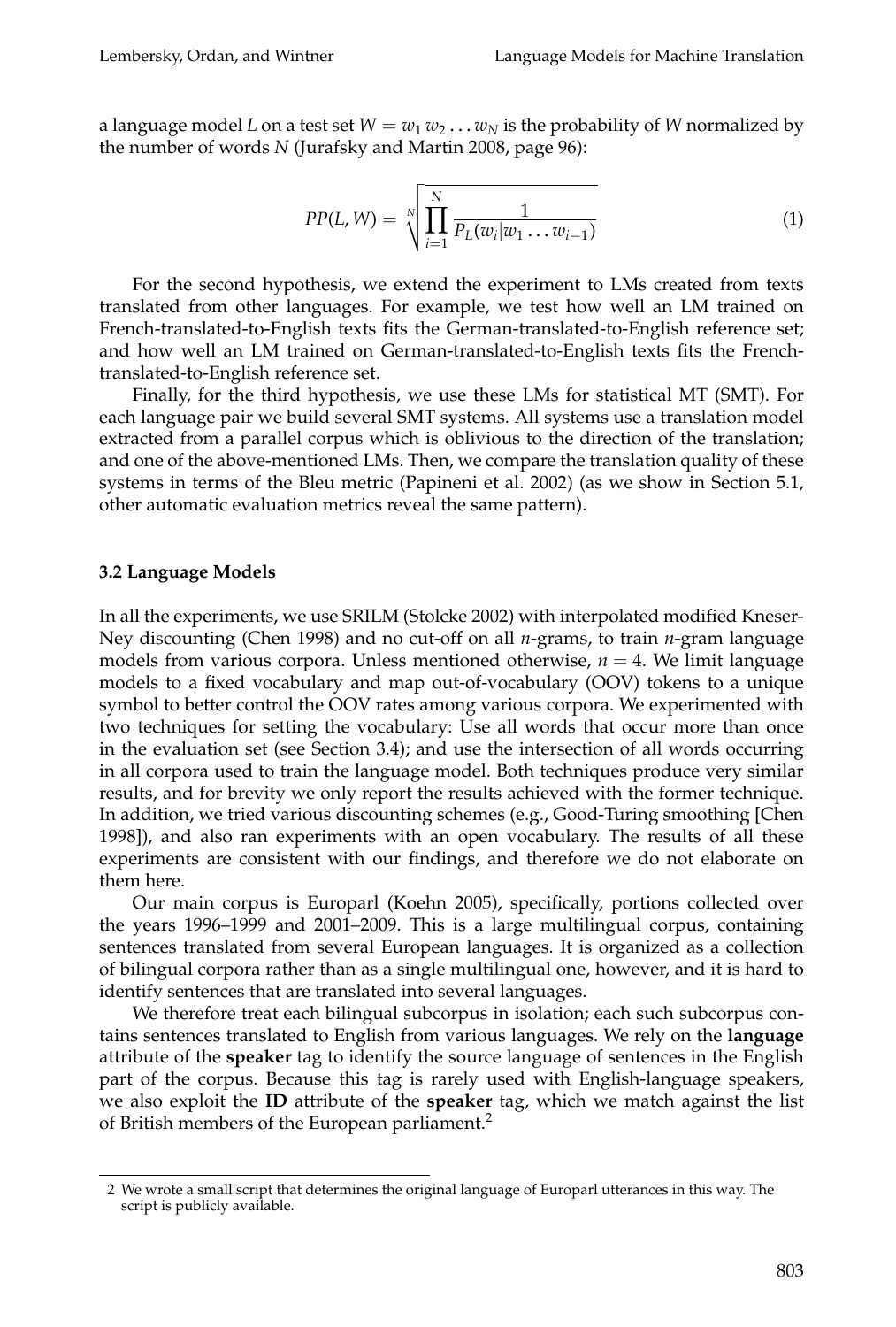a language model $L$ on a test set $W = w_1 w_2 \dots w_N$ is the probability of $W$ normalized by the number of words $N$ (Jurafsky and Martin 2008, page 96):

$$PP(L, W) = \sqrt[N]{\prod_{i=1}^{N} \frac{1}{P_L(w_i | w_1 \dots w_{i-1})}} \tag{1}$$

For the second hypothesis, we extend the experiment to LMs created from texts translated from other languages. For example, we test how well an LM trained on French-translated-to-English texts fits the German-translated-to-English reference set; and how well an LM trained on German-translated-to-English texts fits the French-translated-to-English reference set.

Finally, for the third hypothesis, we use these LMs for statistical MT (SMT). For each language pair we build several SMT systems. All systems use a translation model extracted from a parallel corpus which is oblivious to the direction of the translation; and one of the above-mentioned LMs. Then, we compare the translation quality of these systems in terms of the Bleu metric (Papineni et al. 2002) (as we show in Section 5.1, other automatic evaluation metrics reveal the same pattern).

### 3.2 Language Models

In all the experiments, we use SRILM (Stolcke 2002) with interpolated modified Kneser-Ney discounting (Chen 1998) and no cut-off on all *n*-grams, to train *n*-gram language models from various corpora. Unless mentioned otherwise, $n = 4$. We limit language models to a fixed vocabulary and map out-of-vocabulary (OOV) tokens to a unique symbol to better control the OOV rates among various corpora. We experimented with two techniques for setting the vocabulary: Use all words that occur more than once in the evaluation set (see Section 3.4); and use the intersection of all words occurring in all corpora used to train the language model. Both techniques produce very similar results, and for brevity we only report the results achieved with the former technique. In addition, we tried various discounting schemes (e.g., Good-Turing smoothing [Chen 1998]), and also ran experiments with an open vocabulary. The results of all these experiments are consistent with our findings, and therefore we do not elaborate on them here.

Our main corpus is Europarl (Koehn 2005), specifically, portions collected over the years 1996–1999 and 2001–2009. This is a large multilingual corpus, containing sentences translated from several European languages. It is organized as a collection of bilingual corpora rather than as a single multilingual one, however, and it is hard to identify sentences that are translated into several languages.

We therefore treat each bilingual subcorpus in isolation; each such subcorpus contains sentences translated to English from various languages. We rely on the **language** attribute of the **speaker** tag to identify the source language of sentences in the English part of the corpus. Because this tag is rarely used with English-language speakers, we also exploit the **ID** attribute of the **speaker** tag, which we match against the list of British members of the European parliament.[2]

[2] We wrote a small script that determines the original language of Europarl utterances in this way. The script is publicly available.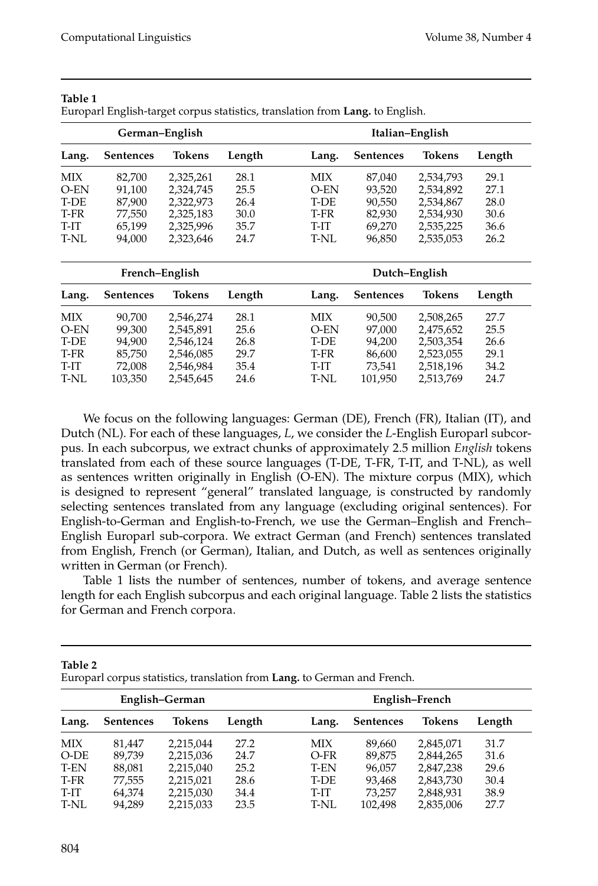**Table 1**
Europarl English-target corpus statistics, translation from **Lang.** to English.

| German–English | | | | Italian–English | | | |
|---|---|---|---|---|---|---|---|
| **Lang.** | **Sentences** | **Tokens** | **Length** | **Lang.** | **Sentences** | **Tokens** | **Length** |
| MIX | 82,700 | 2,325,261 | 28.1 | MIX | 87,040 | 2,534,793 | 29.1 |
| O-EN | 91,100 | 2,324,745 | 25.5 | O-EN | 93,520 | 2,534,892 | 27.1 |
| T-DE | 87,900 | 2,322,973 | 26.4 | T-DE | 90,550 | 2,534,867 | 28.0 |
| T-FR | 77,550 | 2,325,183 | 30.0 | T-FR | 82,930 | 2,534,930 | 30.6 |
| T-IT | 65,199 | 2,325,996 | 35.7 | T-IT | 69,270 | 2,535,225 | 36.6 |
| T-NL | 94,000 | 2,323,646 | 24.7 | T-NL | 96,850 | 2,535,053 | 26.2 |

| French–English | | | | Dutch–English | | | |
|---|---|---|---|---|---|---|---|
| **Lang.** | **Sentences** | **Tokens** | **Length** | **Lang.** | **Sentences** | **Tokens** | **Length** |
| MIX | 90,700 | 2,546,274 | 28.1 | MIX | 90,500 | 2,508,265 | 27.7 |
| O-EN | 99,300 | 2,545,891 | 25.6 | O-EN | 97,000 | 2,475,652 | 25.5 |
| T-DE | 94,900 | 2,546,124 | 26.8 | T-DE | 94,200 | 2,503,354 | 26.6 |
| T-FR | 85,750 | 2,546,085 | 29.7 | T-FR | 86,600 | 2,523,055 | 29.1 |
| T-IT | 72,008 | 2,546,984 | 35.4 | T-IT | 73,541 | 2,518,196 | 34.2 |
| T-NL | 103,350 | 2,545,645 | 24.6 | T-NL | 101,950 | 2,513,769 | 24.7 |

We focus on the following languages: German (DE), French (FR), Italian (IT), and Dutch (NL). For each of these languages, *L*, we consider the *L*-English Europarl subcorpus. In each subcorpus, we extract chunks of approximately 2.5 million *English* tokens translated from each of these source languages (T-DE, T-FR, T-IT, and T-NL), as well as sentences written originally in English (O-EN). The mixture corpus (MIX), which is designed to represent "general" translated language, is constructed by randomly selecting sentences translated from any language (excluding original sentences). For English-to-German and English-to-French, we use the German–English and French–English Europarl sub-corpora. We extract German (and French) sentences translated from English, French (or German), Italian, and Dutch, as well as sentences originally written in German (or French).

Table 1 lists the number of sentences, number of tokens, and average sentence length for each English subcorpus and each original language. Table 2 lists the statistics for German and French corpora.

**Table 2**
Europarl corpus statistics, translation from **Lang.** to German and French.

| English–German | | | | English–French | | | |
|---|---|---|---|---|---|---|---|
| **Lang.** | **Sentences** | **Tokens** | **Length** | **Lang.** | **Sentences** | **Tokens** | **Length** |
| MIX | 81,447 | 2,215,044 | 27.2 | MIX | 89,660 | 2,845,071 | 31.7 |
| O-DE | 89,739 | 2,215,036 | 24.7 | O-FR | 89,875 | 2,844,265 | 31.6 |
| T-EN | 88,081 | 2,215,040 | 25.2 | T-EN | 96,057 | 2,847,238 | 29.6 |
| T-FR | 77,555 | 2,215,021 | 28.6 | T-DE | 93,468 | 2,843,730 | 30.4 |
| T-IT | 64,374 | 2,215,030 | 34.4 | T-IT | 73,257 | 2,848,931 | 38.9 |
| T-NL | 94,289 | 2,215,033 | 23.5 | T-NL | 102,498 | 2,835,006 | 27.7 |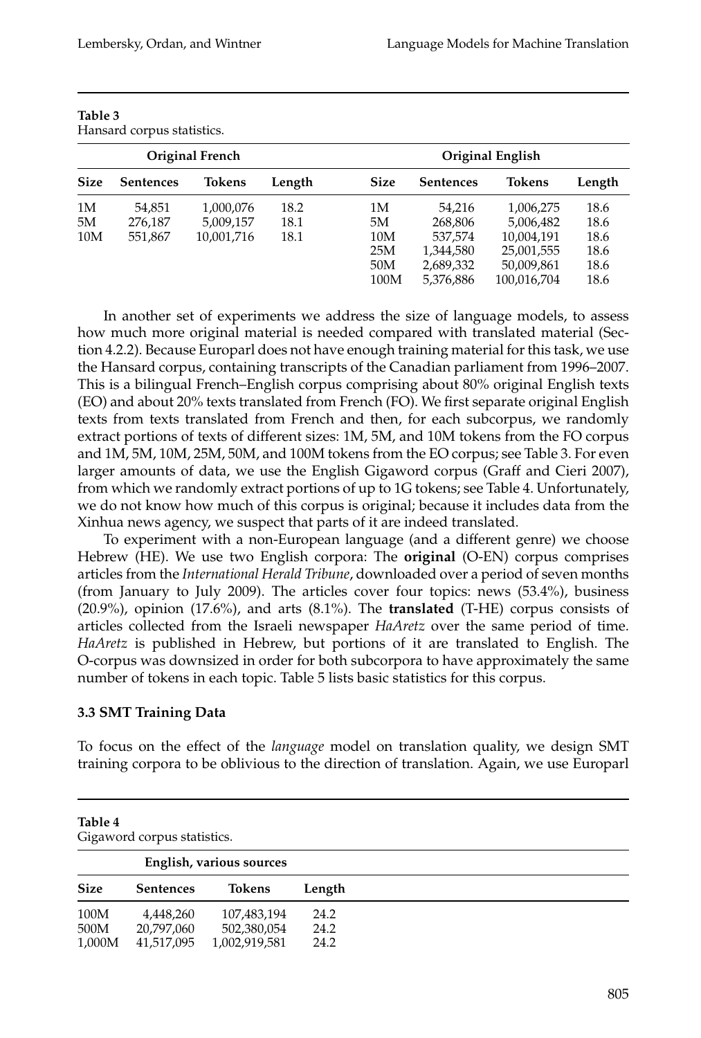**Table 3**
Hansard corpus statistics.

| Original French | | | | Original English | | | |
|---|---|---|---|---|---|---|---|
| **Size** | **Sentences** | **Tokens** | **Length** | **Size** | **Sentences** | **Tokens** | **Length** |
| 1M | 54,851 | 1,000,076 | 18.2 | 1M | 54,216 | 1,006,275 | 18.6 |
| 5M | 276,187 | 5,009,157 | 18.1 | 5M | 268,806 | 5,006,482 | 18.6 |
| 10M | 551,867 | 10,001,716 | 18.1 | 10M | 537,574 | 10,004,191 | 18.6 |
| | | | | 25M | 1,344,580 | 25,001,555 | 18.6 |
| | | | | 50M | 2,689,332 | 50,009,861 | 18.6 |
| | | | | 100M | 5,376,886 | 100,016,704 | 18.6 |

In another set of experiments we address the size of language models, to assess how much more original material is needed compared with translated material (Section 4.2.2). Because Europarl does not have enough training material for this task, we use the Hansard corpus, containing transcripts of the Canadian parliament from 1996–2007. This is a bilingual French–English corpus comprising about 80% original English texts (EO) and about 20% texts translated from French (FO). We first separate original English texts from texts translated from French and then, for each subcorpus, we randomly extract portions of texts of different sizes: 1M, 5M, and 10M tokens from the FO corpus and 1M, 5M, 10M, 25M, 50M, and 100M tokens from the EO corpus; see Table 3. For even larger amounts of data, we use the English Gigaword corpus (Graff and Cieri 2007), from which we randomly extract portions of up to 1G tokens; see Table 4. Unfortunately, we do not know how much of this corpus is original; because it includes data from the Xinhua news agency, we suspect that parts of it are indeed translated.

To experiment with a non-European language (and a different genre) we choose Hebrew (HE). We use two English corpora: The **original** (O-EN) corpus comprises articles from the *International Herald Tribune*, downloaded over a period of seven months (from January to July 2009). The articles cover four topics: news (53.4%), business (20.9%), opinion (17.6%), and arts (8.1%). The **translated** (T-HE) corpus consists of articles collected from the Israeli newspaper *HaAretz* over the same period of time. *HaAretz* is published in Hebrew, but portions of it are translated to English. The O-corpus was downsized in order for both subcorpora to have approximately the same number of tokens in each topic. Table 5 lists basic statistics for this corpus.

### 3.3 SMT Training Data

To focus on the effect of the *language* model on translation quality, we design SMT training corpora to be oblivious to the direction of translation. Again, we use Europarl

**Table 4**
Gigaword corpus statistics.

| English, various sources | | | |
|---|---|---|---|
| **Size** | **Sentences** | **Tokens** | **Length** |
| 100M | 4,448,260 | 107,483,194 | 24.2 |
| 500M | 20,797,060 | 502,380,054 | 24.2 |
| 1,000M | 41,517,095 | 1,002,919,581 | 24.2 |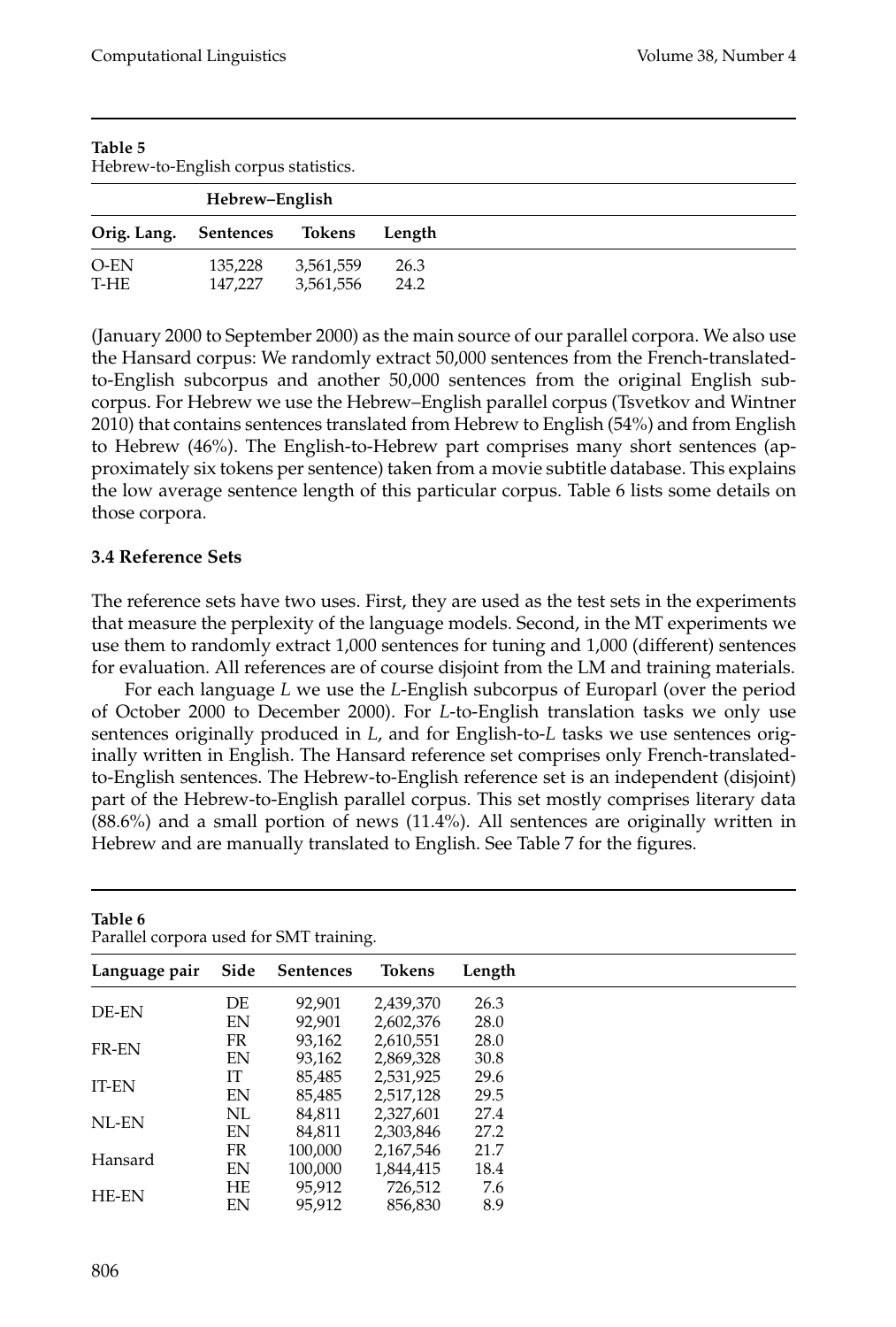**Table 5**
Hebrew-to-English corpus statistics.

| | Hebrew–English | | |
|---|---|---|---|
| **Orig. Lang.** | **Sentences** | **Tokens** | **Length** |
| O-EN | 135,228 | 3,561,559 | 26.3 |
| T-HE | 147,227 | 3,561,556 | 24.2 |

(January 2000 to September 2000) as the main source of our parallel corpora. We also use the Hansard corpus: We randomly extract 50,000 sentences from the French-translated-to-English subcorpus and another 50,000 sentences from the original English subcorpus. For Hebrew we use the Hebrew–English parallel corpus (Tsvetkov and Wintner 2010) that contains sentences translated from Hebrew to English (54%) and from English to Hebrew (46%). The English-to-Hebrew part comprises many short sentences (approximately six tokens per sentence) taken from a movie subtitle database. This explains the low average sentence length of this particular corpus. Table 6 lists some details on those corpora.

### 3.4 Reference Sets

The reference sets have two uses. First, they are used as the test sets in the experiments that measure the perplexity of the language models. Second, in the MT experiments we use them to randomly extract 1,000 sentences for tuning and 1,000 (different) sentences for evaluation. All references are of course disjoint from the LM and training materials.

For each language *L* we use the *L*-English subcorpus of Europarl (over the period of October 2000 to December 2000). For *L*-to-English translation tasks we only use sentences originally produced in *L*, and for English-to-*L* tasks we use sentences originally written in English. The Hansard reference set comprises only French-translated-to-English sentences. The Hebrew-to-English reference set is an independent (disjoint) part of the Hebrew-to-English parallel corpus. This set mostly comprises literary data (88.6%) and a small portion of news (11.4%). All sentences are originally written in Hebrew and are manually translated to English. See Table 7 for the figures.

**Table 6**
Parallel corpora used for SMT training.

| Language pair | Side | Sentences | Tokens | Length |
|---|---|---|---|---|
| DE-EN | DE | 92,901 | 2,439,370 | 26.3 |
| | EN | 92,901 | 2,602,376 | 28.0 |
| FR-EN | FR | 93,162 | 2,610,551 | 28.0 |
| | EN | 93,162 | 2,869,328 | 30.8 |
| IT-EN | IT | 85,485 | 2,531,925 | 29.6 |
| | EN | 85,485 | 2,517,128 | 29.5 |
| NL-EN | NL | 84,811 | 2,327,601 | 27.4 |
| | EN | 84,811 | 2,303,846 | 27.2 |
| Hansard | FR | 100,000 | 2,167,546 | 21.7 |
| | EN | 100,000 | 1,844,415 | 18.4 |
| HE-EN | HE | 95,912 | 726,512 | 7.6 |
| | EN | 95,912 | 856,830 | 8.9 |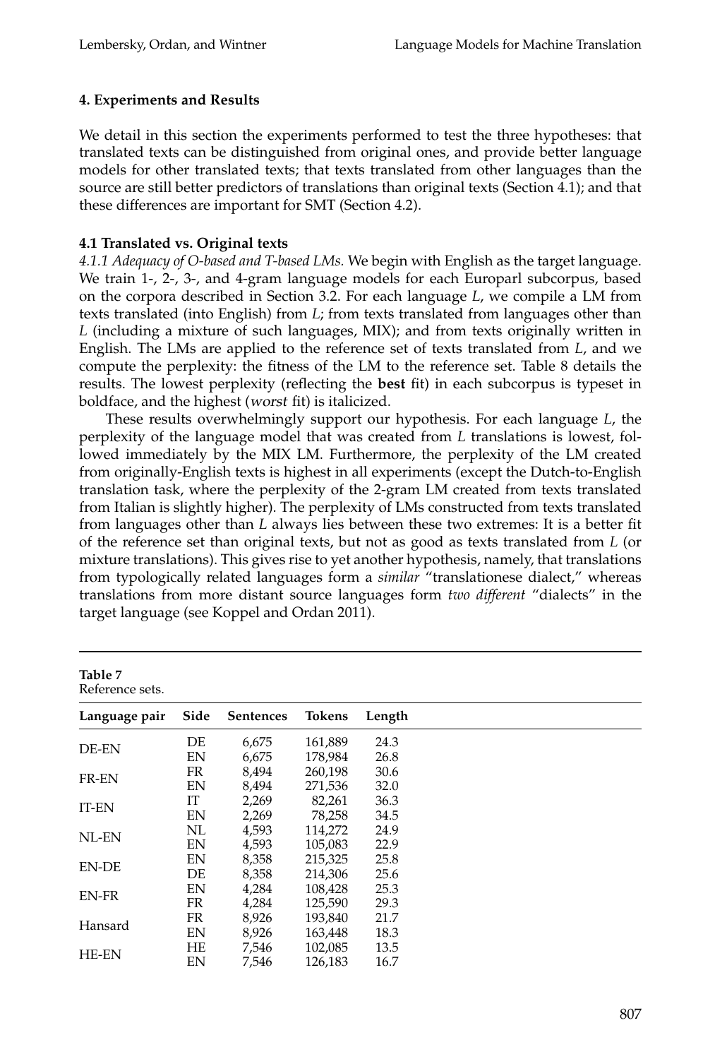## 4. Experiments and Results

We detail in this section the experiments performed to test the three hypotheses: that translated texts can be distinguished from original ones, and provide better language models for other translated texts; that texts translated from other languages than the source are still better predictors of translations than original texts (Section 4.1); and that these differences are important for SMT (Section 4.2).

### 4.1 Translated vs. Original texts

*4.1.1 Adequacy of O-based and T-based LMs.* We begin with English as the target language. We train 1-, 2-, 3-, and 4-gram language models for each Europarl subcorpus, based on the corpora described in Section 3.2. For each language *L*, we compile a LM from texts translated (into English) from *L*; from texts translated from languages other than *L* (including a mixture of such languages, MIX); and from texts originally written in English. The LMs are applied to the reference set of texts translated from *L*, and we compute the perplexity: the fitness of the LM to the reference set. Table 8 details the results. The lowest perplexity (reflecting the **best** fit) in each subcorpus is typeset in boldface, and the highest (*worst* fit) is italicized.

These results overwhelmingly support our hypothesis. For each language *L*, the perplexity of the language model that was created from *L* translations is lowest, followed immediately by the MIX LM. Furthermore, the perplexity of the LM created from originally-English texts is highest in all experiments (except the Dutch-to-English translation task, where the perplexity of the 2-gram LM created from texts translated from Italian is slightly higher). The perplexity of LMs constructed from texts translated from languages other than *L* always lies between these two extremes: It is a better fit of the reference set than original texts, but not as good as texts translated from *L* (or mixture translations). This gives rise to yet another hypothesis, namely, that translations from typologically related languages form a *similar* "translationese dialect," whereas translations from more distant source languages form *two different* "dialects" in the target language (see Koppel and Ordan 2011).

**Table 7**
Reference sets.

| Language pair | Side | Sentences | Tokens | Length |
|---|---|---|---|---|
| DE-EN | DE | 6,675 | 161,889 | 24.3 |
| | EN | 6,675 | 178,984 | 26.8 |
| FR-EN | FR | 8,494 | 260,198 | 30.6 |
| | EN | 8,494 | 271,536 | 32.0 |
| IT-EN | IT | 2,269 | 82,261 | 36.3 |
| | EN | 2,269 | 78,258 | 34.5 |
| NL-EN | NL | 4,593 | 114,272 | 24.9 |
| | EN | 4,593 | 105,083 | 22.9 |
| EN-DE | EN | 8,358 | 215,325 | 25.8 |
| | DE | 8,358 | 214,306 | 25.6 |
| EN-FR | EN | 4,284 | 108,428 | 25.3 |
| | FR | 4,284 | 125,590 | 29.3 |
| Hansard | FR | 8,926 | 193,840 | 21.7 |
| | EN | 8,926 | 163,448 | 18.3 |
| HE-EN | HE | 7,546 | 102,085 | 13.5 |
| | EN | 7,546 | 126,183 | 16.7 |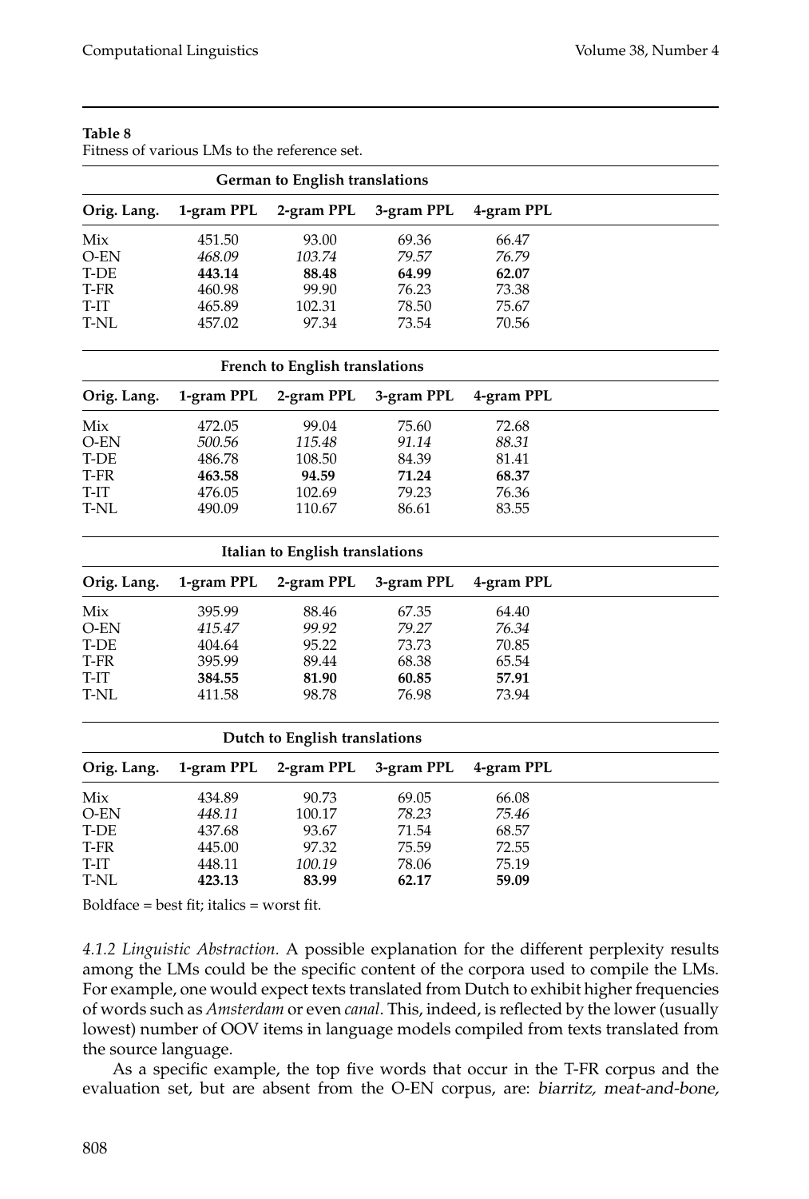**Table 8**
Fitness of various LMs to the reference set.

| German to English translations | | | | |
|---|---|---|---|---|
| **Orig. Lang.** | **1-gram PPL** | **2-gram PPL** | **3-gram PPL** | **4-gram PPL** |
| Mix | 451.50 | 93.00 | 69.36 | 66.47 |
| O-EN | *468.09* | *103.74* | *79.57* | *76.79* |
| T-DE | **443.14** | **88.48** | **64.99** | **62.07** |
| T-FR | 460.98 | 99.90 | 76.23 | 73.38 |
| T-IT | 465.89 | 102.31 | 78.50 | 75.67 |
| T-NL | 457.02 | 97.34 | 73.54 | 70.56 |

| French to English translations | | | | |
|---|---|---|---|---|
| **Orig. Lang.** | **1-gram PPL** | **2-gram PPL** | **3-gram PPL** | **4-gram PPL** |
| Mix | 472.05 | 99.04 | 75.60 | 72.68 |
| O-EN | *500.56* | *115.48* | *91.14* | *88.31* |
| T-DE | 486.78 | 108.50 | 84.39 | 81.41 |
| T-FR | **463.58** | **94.59** | **71.24** | **68.37** |
| T-IT | 476.05 | 102.69 | 79.23 | 76.36 |
| T-NL | 490.09 | 110.67 | 86.61 | 83.55 |

| Italian to English translations | | | | |
|---|---|---|---|---|
| **Orig. Lang.** | **1-gram PPL** | **2-gram PPL** | **3-gram PPL** | **4-gram PPL** |
| Mix | 395.99 | 88.46 | 67.35 | 64.40 |
| O-EN | *415.47* | *99.92* | *79.27* | *76.34* |
| T-DE | 404.64 | 95.22 | 73.73 | 70.85 |
| T-FR | 395.99 | 89.44 | 68.38 | 65.54 |
| T-IT | **384.55** | **81.90** | **60.85** | **57.91** |
| T-NL | 411.58 | 98.78 | 76.98 | 73.94 |

| Dutch to English translations | | | | |
|---|---|---|---|---|
| **Orig. Lang.** | **1-gram PPL** | **2-gram PPL** | **3-gram PPL** | **4-gram PPL** |
| Mix | 434.89 | 90.73 | 69.05 | 66.08 |
| O-EN | *448.11* | 100.17 | *78.23* | *75.46* |
| T-DE | 437.68 | 93.67 | 71.54 | 68.57 |
| T-FR | 445.00 | 97.32 | 75.59 | 72.55 |
| T-IT | 448.11 | *100.19* | 78.06 | 75.19 |
| T-NL | **423.13** | **83.99** | **62.17** | **59.09** |

Boldface = best fit; italics = worst fit.

*4.1.2 Linguistic Abstraction.* A possible explanation for the different perplexity results among the LMs could be the specific content of the corpora used to compile the LMs. For example, one would expect texts translated from Dutch to exhibit higher frequencies of words such as *Amsterdam* or even *canal*. This, indeed, is reflected by the lower (usually lowest) number of OOV items in language models compiled from texts translated from the source language.

As a specific example, the top five words that occur in the T-FR corpus and the evaluation set, but are absent from the O-EN corpus, are: *biarritz, meat-and-bone,*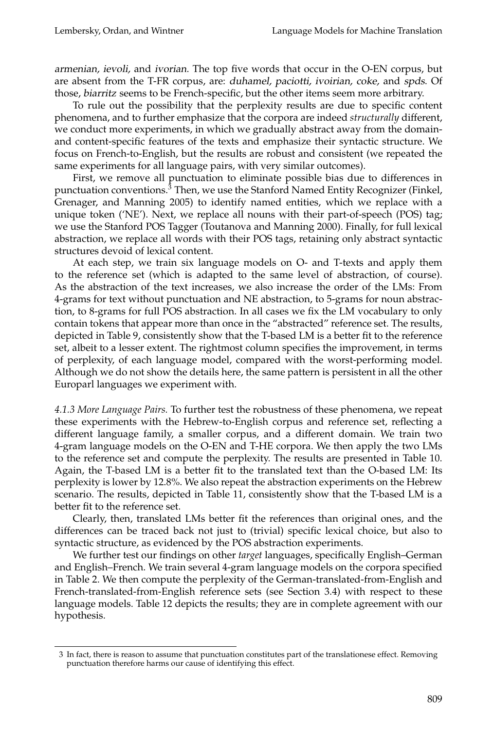*armenian, ievoli,* and *ivorian.* The top five words that occur in the O-EN corpus, but are absent from the T-FR corpus, are: *duhamel, paciotti, ivoirian, coke,* and *spds*. Of those, *biarritz* seems to be French-specific, but the other items seem more arbitrary.

To rule out the possibility that the perplexity results are due to specific content phenomena, and to further emphasize that the corpora are indeed *structurally* different, we conduct more experiments, in which we gradually abstract away from the domain- and content-specific features of the texts and emphasize their syntactic structure. We focus on French-to-English, but the results are robust and consistent (we repeated the same experiments for all language pairs, with very similar outcomes).

First, we remove all punctuation to eliminate possible bias due to differences in punctuation conventions.[3] Then, we use the Stanford Named Entity Recognizer (Finkel, Grenager, and Manning 2005) to identify named entities, which we replace with a unique token ('NE'). Next, we replace all nouns with their part-of-speech (POS) tag; we use the Stanford POS Tagger (Toutanova and Manning 2000). Finally, for full lexical abstraction, we replace all words with their POS tags, retaining only abstract syntactic structures devoid of lexical content.

At each step, we train six language models on O- and T-texts and apply them to the reference set (which is adapted to the same level of abstraction, of course). As the abstraction of the text increases, we also increase the order of the LMs: From 4-grams for text without punctuation and NE abstraction, to 5-grams for noun abstraction, to 8-grams for full POS abstraction. In all cases we fix the LM vocabulary to only contain tokens that appear more than once in the "abstracted" reference set. The results, depicted in Table 9, consistently show that the T-based LM is a better fit to the reference set, albeit to a lesser extent. The rightmost column specifies the improvement, in terms of perplexity, of each language model, compared with the worst-performing model. Although we do not show the details here, the same pattern is persistent in all the other Europarl languages we experiment with.

*4.1.3 More Language Pairs.* To further test the robustness of these phenomena, we repeat these experiments with the Hebrew-to-English corpus and reference set, reflecting a different language family, a smaller corpus, and a different domain. We train two 4-gram language models on the O-EN and T-HE corpora. We then apply the two LMs to the reference set and compute the perplexity. The results are presented in Table 10. Again, the T-based LM is a better fit to the translated text than the O-based LM: Its perplexity is lower by 12.8%. We also repeat the abstraction experiments on the Hebrew scenario. The results, depicted in Table 11, consistently show that the T-based LM is a better fit to the reference set.

Clearly, then, translated LMs better fit the references than original ones, and the differences can be traced back not just to (trivial) specific lexical choice, but also to syntactic structure, as evidenced by the POS abstraction experiments.

We further test our findings on other *target* languages, specifically English–German and English–French. We train several 4-gram language models on the corpora specified in Table 2. We then compute the perplexity of the German-translated-from-English and French-translated-from-English reference sets (see Section 3.4) with respect to these language models. Table 12 depicts the results; they are in complete agreement with our hypothesis.

[3] In fact, there is reason to assume that punctuation constitutes part of the translationese effect. Removing punctuation therefore harms our cause of identifying this effect.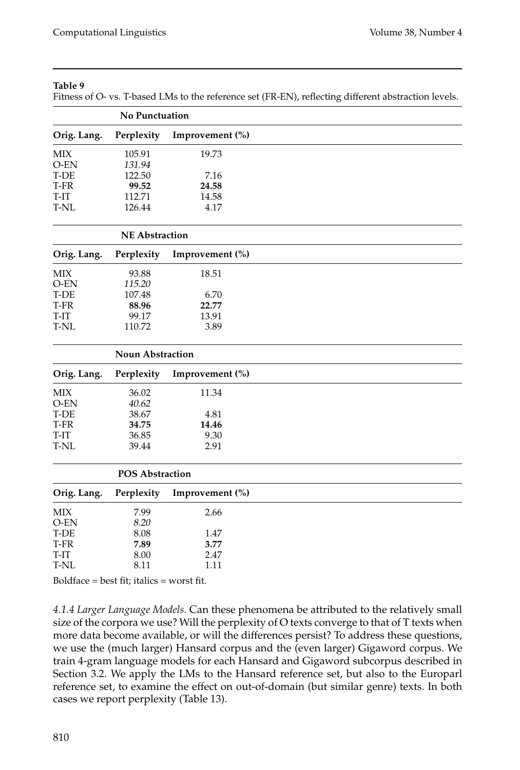**Table 9**

Fitness of O- vs. T-based LMs to the reference set (FR-EN), reflecting different abstraction levels.

| | **No Punctuation** | |
|---|---|---|
| **Orig. Lang.** | **Perplexity** | **Improvement (%)** |
| MIX | 105.91 | 19.73 |
| O-EN | *131.94* | |
| T-DE | 122.50 | 7.16 |
| T-FR | **99.52** | **24.58** |
| T-IT | 112.71 | 14.58 |
| T-NL | 126.44 | 4.17 |
| | **NE Abstraction** | |
| **Orig. Lang.** | **Perplexity** | **Improvement (%)** |
| MIX | 93.88 | 18.51 |
| O-EN | *115.20* | |
| T-DE | 107.48 | 6.70 |
| T-FR | **88.96** | **22.77** |
| T-IT | 99.17 | 13.91 |
| T-NL | 110.72 | 3.89 |
| | **Noun Abstraction** | |
| **Orig. Lang.** | **Perplexity** | **Improvement (%)** |
| MIX | 36.02 | 11.34 |
| O-EN | *40.62* | |
| T-DE | 38.67 | 4.81 |
| T-FR | **34.75** | **14.46** |
| T-IT | 36.85 | 9.30 |
| T-NL | 39.44 | 2.91 |
| | **POS Abstraction** | |
| **Orig. Lang.** | **Perplexity** | **Improvement (%)** |
| MIX | 7.99 | 2.66 |
| O-EN | *8.20* | |
| T-DE | 8.08 | 1.47 |
| T-FR | **7.89** | **3.77** |
| T-IT | 8.00 | 2.47 |
| T-NL | 8.11 | 1.11 |

Boldface = best fit; italics = worst fit.

*4.1.4 Larger Language Models.* Can these phenomena be attributed to the relatively small size of the corpora we use? Will the perplexity of O texts converge to that of T texts when more data become available, or will the differences persist? To address these questions, we use the (much larger) Hansard corpus and the (even larger) Gigaword corpus. We train 4-gram language models for each Hansard and Gigaword subcorpus described in Section 3.2. We apply the LMs to the Hansard reference set, but also to the Europarl reference set, to examine the effect on out-of-domain (but similar genre) texts. In both cases we report perplexity (Table 13).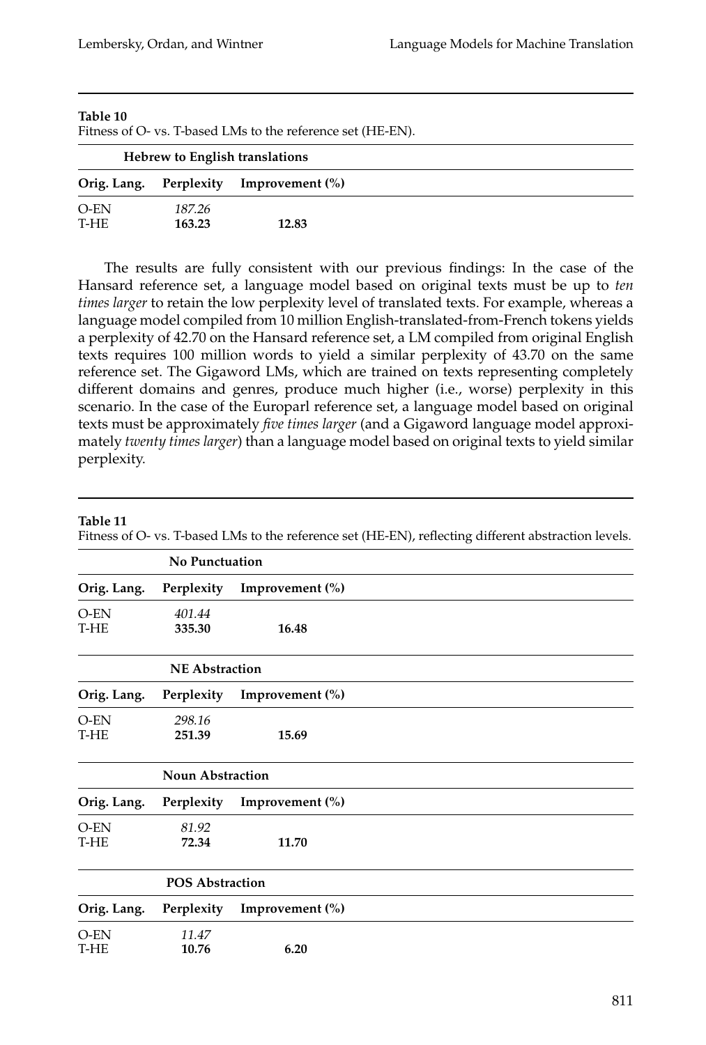**Table 10**
Fitness of O- vs. T-based LMs to the reference set (HE-EN).

| Hebrew to English translations | | |
|---|---|---|
| **Orig. Lang.** | **Perplexity** | **Improvement (%)** |
| O-EN | *187.26* | |
| T-HE | **163.23** | **12.83** |

The results are fully consistent with our previous findings: In the case of the Hansard reference set, a language model based on original texts must be up to *ten times larger* to retain the low perplexity level of translated texts. For example, whereas a language model compiled from 10 million English-translated-from-French tokens yields a perplexity of 42.70 on the Hansard reference set, a LM compiled from original English texts requires 100 million words to yield a similar perplexity of 43.70 on the same reference set. The Gigaword LMs, which are trained on texts representing completely different domains and genres, produce much higher (i.e., worse) perplexity in this scenario. In the case of the Europarl reference set, a language model based on original texts must be approximately *five times larger* (and a Gigaword language model approximately *twenty times larger*) than a language model based on original texts to yield similar perplexity.

**Table 11**
Fitness of O- vs. T-based LMs to the reference set (HE-EN), reflecting different abstraction levels.

| | **No Punctuation** | |
|---|---|---|
| **Orig. Lang.** | **Perplexity** | **Improvement (%)** |
| O-EN | *401.44* | |
| T-HE | **335.30** | **16.48** |
| | **NE Abstraction** | |
| **Orig. Lang.** | **Perplexity** | **Improvement (%)** |
| O-EN | *298.16* | |
| T-HE | **251.39** | **15.69** |
| | **Noun Abstraction** | |
| **Orig. Lang.** | **Perplexity** | **Improvement (%)** |
| O-EN | *81.92* | |
| T-HE | **72.34** | **11.70** |
| | **POS Abstraction** | |
| **Orig. Lang.** | **Perplexity** | **Improvement (%)** |
| O-EN | *11.47* | |
| T-HE | **10.76** | **6.20** |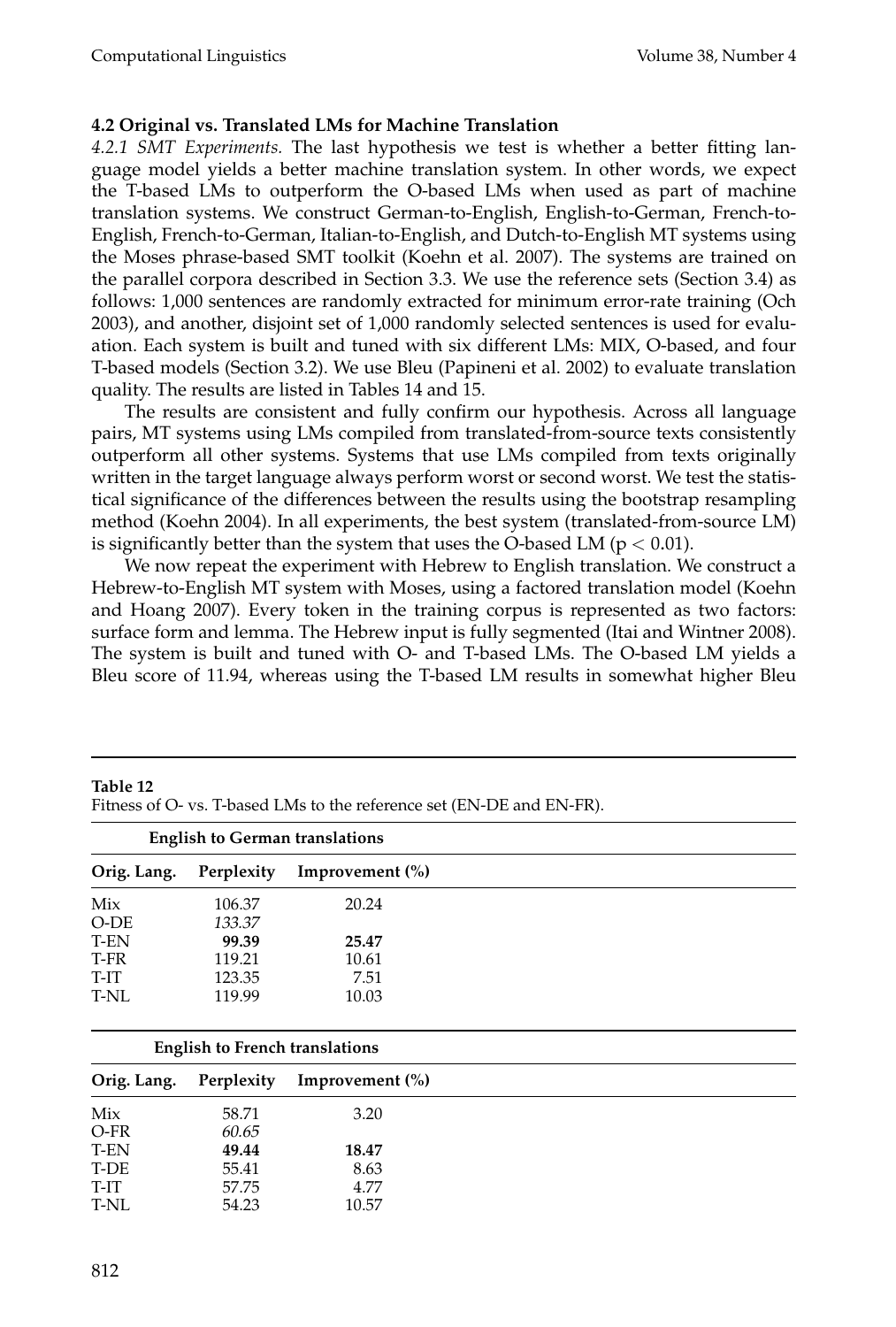### 4.2 Original vs. Translated LMs for Machine Translation

*4.2.1 SMT Experiments.* The last hypothesis we test is whether a better fitting language model yields a better machine translation system. In other words, we expect the T-based LMs to outperform the O-based LMs when used as part of machine translation systems. We construct German-to-English, English-to-German, French-to-English, French-to-German, Italian-to-English, and Dutch-to-English MT systems using the Moses phrase-based SMT toolkit (Koehn et al. 2007). The systems are trained on the parallel corpora described in Section 3.3. We use the reference sets (Section 3.4) as follows: 1,000 sentences are randomly extracted for minimum error-rate training (Och 2003), and another, disjoint set of 1,000 randomly selected sentences is used for evaluation. Each system is built and tuned with six different LMs: MIX, O-based, and four T-based models (Section 3.2). We use Bleu (Papineni et al. 2002) to evaluate translation quality. The results are listed in Tables 14 and 15.

The results are consistent and fully confirm our hypothesis. Across all language pairs, MT systems using LMs compiled from translated-from-source texts consistently outperform all other systems. Systems that use LMs compiled from texts originally written in the target language always perform worst or second worst. We test the statistical significance of the differences between the results using the bootstrap resampling method (Koehn 2004). In all experiments, the best system (translated-from-source LM) is significantly better than the system that uses the O-based LM ($p < 0.01$).

We now repeat the experiment with Hebrew to English translation. We construct a Hebrew-to-English MT system with Moses, using a factored translation model (Koehn and Hoang 2007). Every token in the training corpus is represented as two factors: surface form and lemma. The Hebrew input is fully segmented (Itai and Wintner 2008). The system is built and tuned with O- and T-based LMs. The O-based LM yields a Bleu score of 11.94, whereas using the T-based LM results in somewhat higher Bleu

**Table 12**
Fitness of O- vs. T-based LMs to the reference set (EN-DE and EN-FR).

**English to German translations**

| Orig. Lang. | Perplexity | Improvement (%) |
|---|---|---|
| Mix | 106.37 | 20.24 |
| O-DE | *133.37* | |
| T-EN | **99.39** | **25.47** |
| T-FR | 119.21 | 10.61 |
| T-IT | 123.35 | 7.51 |
| T-NL | 119.99 | 10.03 |

**English to French translations**

| Orig. Lang. | Perplexity | Improvement (%) |
|---|---|---|
| Mix | 58.71 | 3.20 |
| O-FR | *60.65* | |
| T-EN | **49.44** | **18.47** |
| T-DE | 55.41 | 8.63 |
| T-IT | 57.75 | 4.77 |
| T-NL | 54.23 | 10.57 |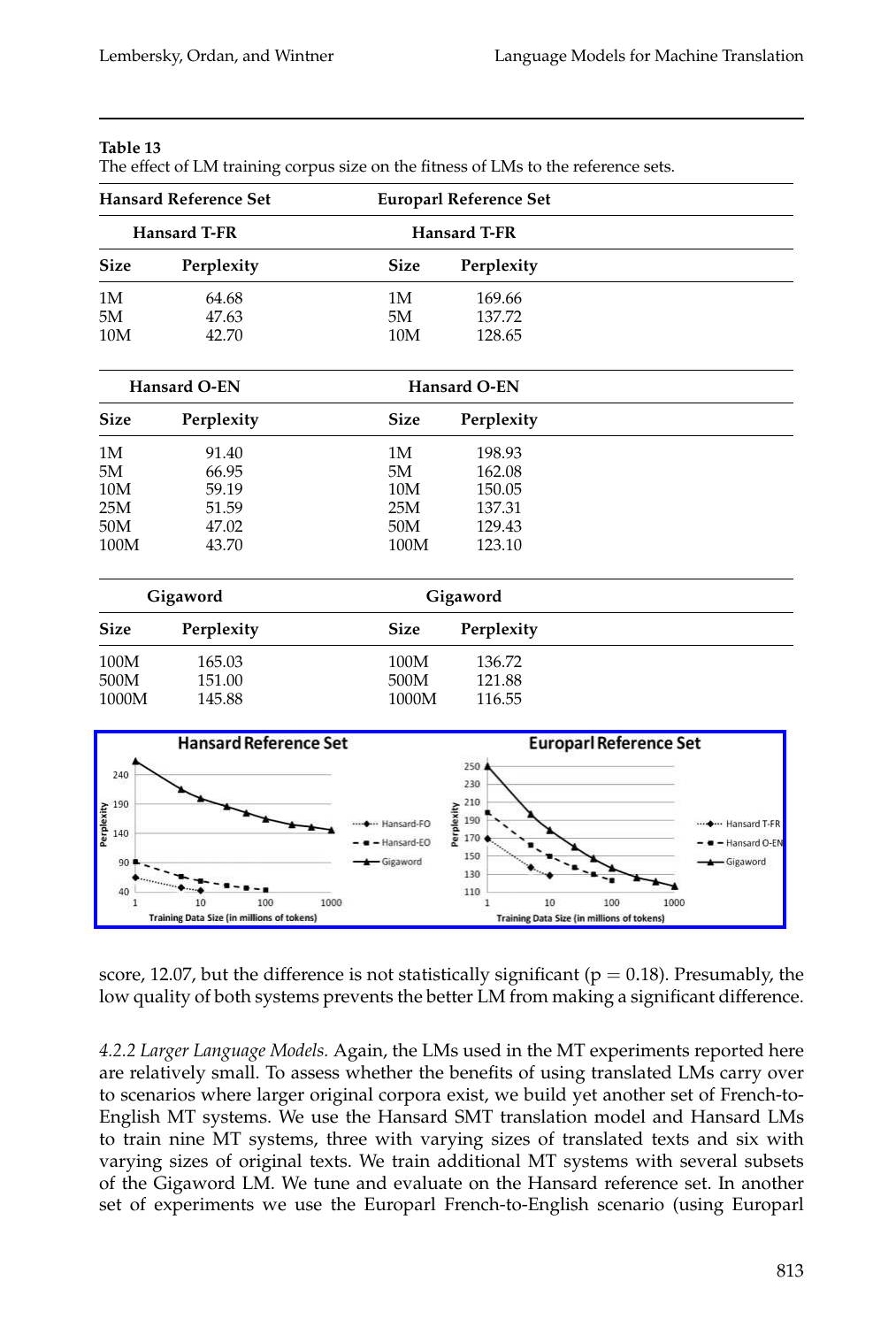**Table 13**
The effect of LM training corpus size on the fitness of LMs to the reference sets.

| Hansard Reference Set | | Europarl Reference Set | |
|---|---|---|---|
| **Hansard T-FR** | | **Hansard T-FR** | |
| **Size** | **Perplexity** | **Size** | **Perplexity** |
| 1M | 64.68 | 1M | 169.66 |
| 5M | 47.63 | 5M | 137.72 |
| 10M | 42.70 | 10M | 128.65 |
| **Hansard O-EN** | | **Hansard O-EN** | |
| **Size** | **Perplexity** | **Size** | **Perplexity** |
| 1M | 91.40 | 1M | 198.93 |
| 5M | 66.95 | 5M | 162.08 |
| 10M | 59.19 | 10M | 150.05 |
| 25M | 51.59 | 25M | 137.31 |
| 50M | 47.02 | 50M | 129.43 |
| 100M | 43.70 | 100M | 123.10 |
| **Gigaword** | | **Gigaword** | |
| **Size** | **Perplexity** | **Size** | **Perplexity** |
| 100M | 165.03 | 100M | 136.72 |
| 500M | 151.00 | 500M | 121.88 |
| 1000M | 145.88 | 1000M | 116.55 |

score, 12.07, but the difference is not statistically significant ($p = 0.18$). Presumably, the low quality of both systems prevents the better LM from making a significant difference.

*4.2.2 Larger Language Models.* Again, the LMs used in the MT experiments reported here are relatively small. To assess whether the benefits of using translated LMs carry over to scenarios where larger original corpora exist, we build yet another set of French-to-English MT systems. We use the Hansard SMT translation model and Hansard LMs to train nine MT systems, three with varying sizes of translated texts and six with varying sizes of original texts. We train additional MT systems with several subsets of the Gigaword LM. We tune and evaluate on the Hansard reference set. In another set of experiments we use the Europarl French-to-English scenario (using Europarl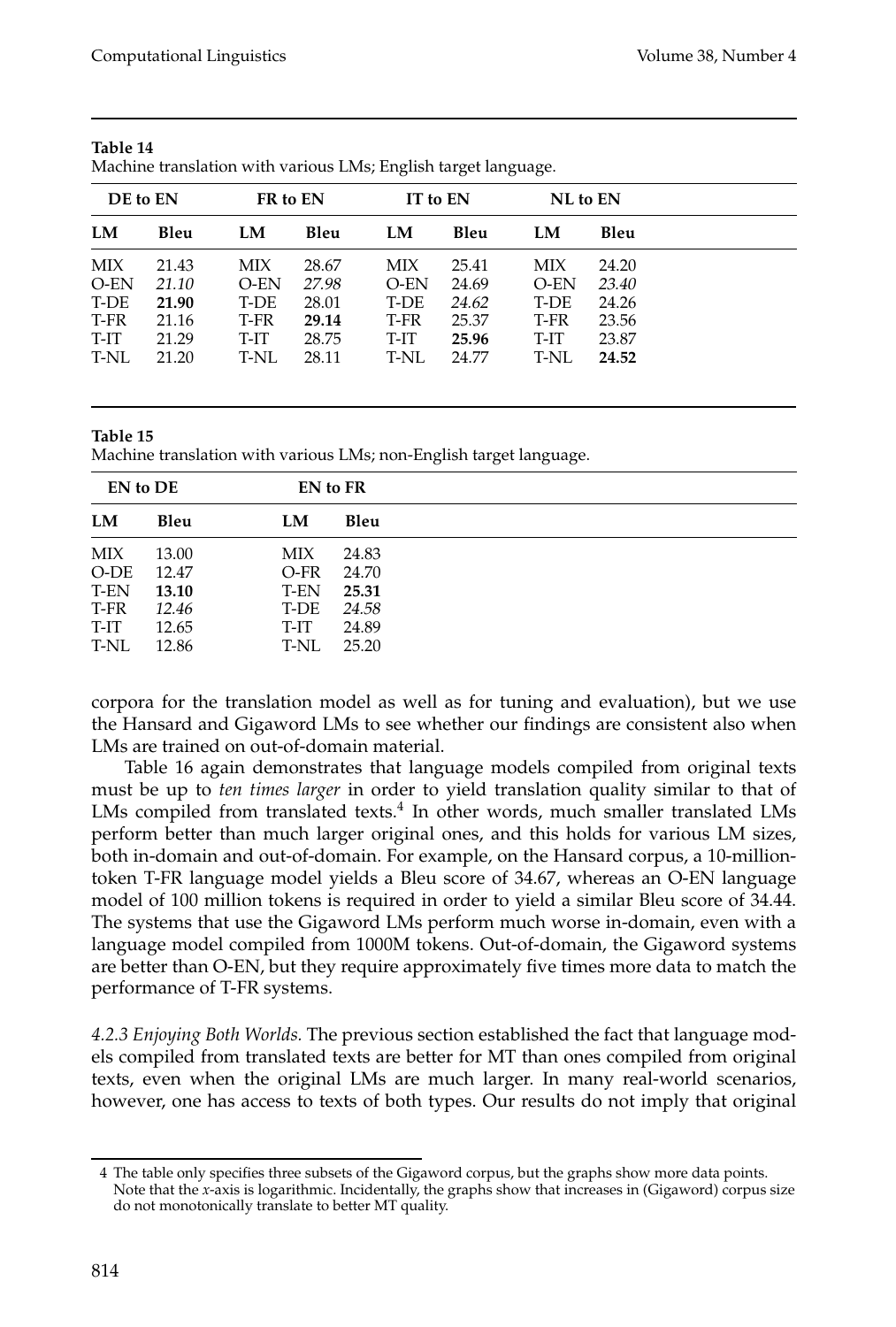**Table 14**
Machine translation with various LMs; English target language.

| DE to EN | | FR to EN | | IT to EN | | NL to EN | |
|---|---|---|---|---|---|---|---|
| **LM** | **Bleu** | **LM** | **Bleu** | **LM** | **Bleu** | **LM** | **Bleu** |
| MIX | 21.43 | MIX | 28.67 | MIX | 25.41 | MIX | 24.20 |
| O-EN | *21.10* | O-EN | *27.98* | O-EN | 24.69 | O-EN | *23.40* |
| T-DE | **21.90** | T-DE | 28.01 | T-DE | *24.62* | T-DE | 24.26 |
| T-FR | 21.16 | T-FR | **29.14** | T-FR | 25.37 | T-FR | 23.56 |
| T-IT | 21.29 | T-IT | 28.75 | T-IT | **25.96** | T-IT | 23.87 |
| T-NL | 21.20 | T-NL | 28.11 | T-NL | 24.77 | T-NL | **24.52** |

**Table 15**
Machine translation with various LMs; non-English target language.

| EN to DE | | EN to FR | |
|---|---|---|---|
| **LM** | **Bleu** | **LM** | **Bleu** |
| MIX | 13.00 | MIX | 24.83 |
| O-DE | 12.47 | O-FR | 24.70 |
| T-EN | **13.10** | T-EN | **25.31** |
| T-FR | *12.46* | T-DE | *24.58* |
| T-IT | 12.65 | T-IT | 24.89 |
| T-NL | 12.86 | T-NL | 25.20 |

corpora for the translation model as well as for tuning and evaluation), but we use the Hansard and Gigaword LMs to see whether our findings are consistent also when LMs are trained on out-of-domain material.

Table 16 again demonstrates that language models compiled from original texts must be up to *ten times larger* in order to yield translation quality similar to that of LMs compiled from translated texts.[4] In other words, much smaller translated LMs perform better than much larger original ones, and this holds for various LM sizes, both in-domain and out-of-domain. For example, on the Hansard corpus, a 10-million-token T-FR language model yields a Bleu score of 34.67, whereas an O-EN language model of 100 million tokens is required in order to yield a similar Bleu score of 34.44. The systems that use the Gigaword LMs perform much worse in-domain, even with a language model compiled from 1000M tokens. Out-of-domain, the Gigaword systems are better than O-EN, but they require approximately five times more data to match the performance of T-FR systems.

*4.2.3 Enjoying Both Worlds.* The previous section established the fact that language models compiled from translated texts are better for MT than ones compiled from original texts, even when the original LMs are much larger. In many real-world scenarios, however, one has access to texts of both types. Our results do not imply that original

4 The table only specifies three subsets of the Gigaword corpus, but the graphs show more data points. Note that the *x*-axis is logarithmic. Incidentally, the graphs show that increases in (Gigaword) corpus size do not monotonically translate to better MT quality.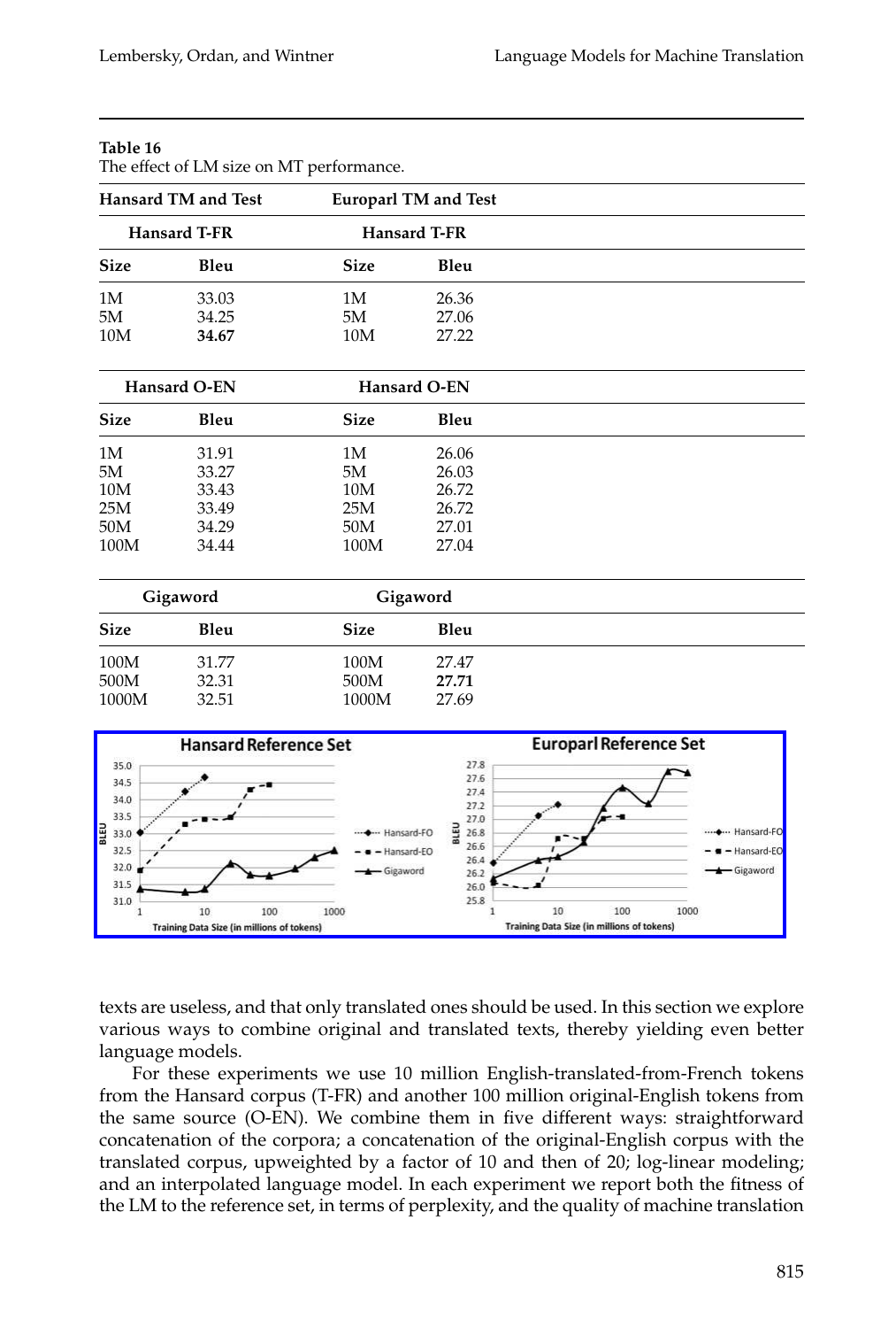**Table 16**
The effect of LM size on MT performance.

| Hansard TM and Test | | Europarl TM and Test | |
|---|---|---|---|
| **Hansard T-FR** | | **Hansard T-FR** | |
| **Size** | **Bleu** | **Size** | **Bleu** |
| 1M | 33.03 | 1M | 26.36 |
| 5M | 34.25 | 5M | 27.06 |
| 10M | **34.67** | 10M | 27.22 |
| **Hansard O-EN** | | **Hansard O-EN** | |
| **Size** | **Bleu** | **Size** | **Bleu** |
| 1M | 31.91 | 1M | 26.06 |
| 5M | 33.27 | 5M | 26.03 |
| 10M | 33.43 | 10M | 26.72 |
| 25M | 33.49 | 25M | 26.72 |
| 50M | 34.29 | 50M | 27.01 |
| 100M | 34.44 | 100M | 27.04 |
| **Gigaword** | | **Gigaword** | |
| **Size** | **Bleu** | **Size** | **Bleu** |
| 100M | 31.77 | 100M | 27.47 |
| 500M | 32.31 | 500M | **27.71** |
| 1000M | 32.51 | 1000M | 27.69 |

texts are useless, and that only translated ones should be used. In this section we explore various ways to combine original and translated texts, thereby yielding even better language models.

For these experiments we use 10 million English-translated-from-French tokens from the Hansard corpus (T-FR) and another 100 million original-English tokens from the same source (O-EN). We combine them in five different ways: straightforward concatenation of the corpora; a concatenation of the original-English corpus with the translated corpus, upweighted by a factor of 10 and then of 20; log-linear modeling; and an interpolated language model. In each experiment we report both the fitness of the LM to the reference set, in terms of perplexity, and the quality of machine translation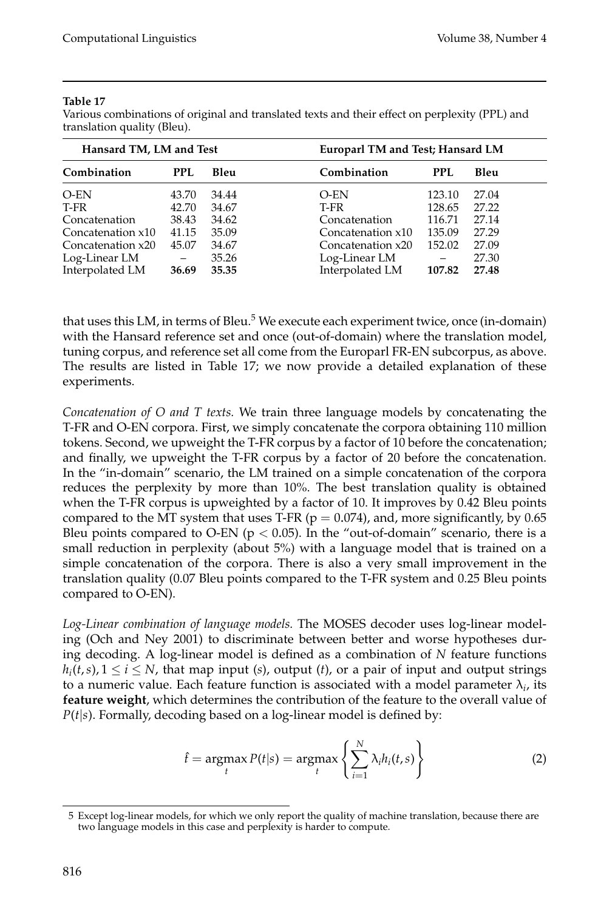**Table 17**
Various combinations of original and translated texts and their effect on perplexity (PPL) and translation quality (Bleu).

| Hansard TM, LM and Test | | | Europarl TM and Test; Hansard LM | | |
|---|---|---|---|---|---|
| **Combination** | **PPL** | **Bleu** | **Combination** | **PPL** | **Bleu** |
| O-EN | 43.70 | 34.44 | O-EN | 123.10 | 27.04 |
| T-FR | 42.70 | 34.67 | T-FR | 128.65 | 27.22 |
| Concatenation | 38.43 | 34.62 | Concatenation | 116.71 | 27.14 |
| Concatenation x10 | 41.15 | 35.09 | Concatenation x10 | 135.09 | 27.29 |
| Concatenation x20 | 45.07 | 34.67 | Concatenation x20 | 152.02 | 27.09 |
| Log-Linear LM | – | 35.26 | Log-Linear LM | – | 27.30 |
| Interpolated LM | **36.69** | **35.35** | Interpolated LM | **107.82** | **27.48** |

that uses this LM, in terms of Bleu.[5] We execute each experiment twice, once (in-domain) with the Hansard reference set and once (out-of-domain) where the translation model, tuning corpus, and reference set all come from the Europarl FR-EN subcorpus, as above. The results are listed in Table 17; we now provide a detailed explanation of these experiments.

*Concatenation of O and T texts.* We train three language models by concatenating the T-FR and O-EN corpora. First, we simply concatenate the corpora obtaining 110 million tokens. Second, we upweight the T-FR corpus by a factor of 10 before the concatenation; and finally, we upweight the T-FR corpus by a factor of 20 before the concatenation. In the "in-domain" scenario, the LM trained on a simple concatenation of the corpora reduces the perplexity by more than 10%. The best translation quality is obtained when the T-FR corpus is upweighted by a factor of 10. It improves by 0.42 Bleu points compared to the MT system that uses T-FR ($p = 0.074$), and, more significantly, by 0.65 Bleu points compared to O-EN ($p < 0.05$). In the "out-of-domain" scenario, there is a small reduction in perplexity (about 5%) with a language model that is trained on a simple concatenation of the corpora. There is also a very small improvement in the translation quality (0.07 Bleu points compared to the T-FR system and 0.25 Bleu points compared to O-EN).

*Log-Linear combination of language models.* The MOSES decoder uses log-linear modeling (Och and Ney 2001) to discriminate between better and worse hypotheses during decoding. A log-linear model is defined as a combination of $N$ feature functions $h_i(t, s), 1 \leq i \leq N$, that map input ($s$), output ($t$), or a pair of input and output strings to a numeric value. Each feature function is associated with a model parameter $\lambda_i$, its **feature weight**, which determines the contribution of the feature to the overall value of $P(t|s)$. Formally, decoding based on a log-linear model is defined by:

$$\hat{t} = \underset{t}{\operatorname{argmax}}\, P(t|s) = \underset{t}{\operatorname{argmax}} \left\{ \sum_{i=1}^{N} \lambda_i h_i(t, s) \right\} \tag{2}$$

5 Except log-linear models, for which we only report the quality of machine translation, because there are two language models in this case and perplexity is harder to compute.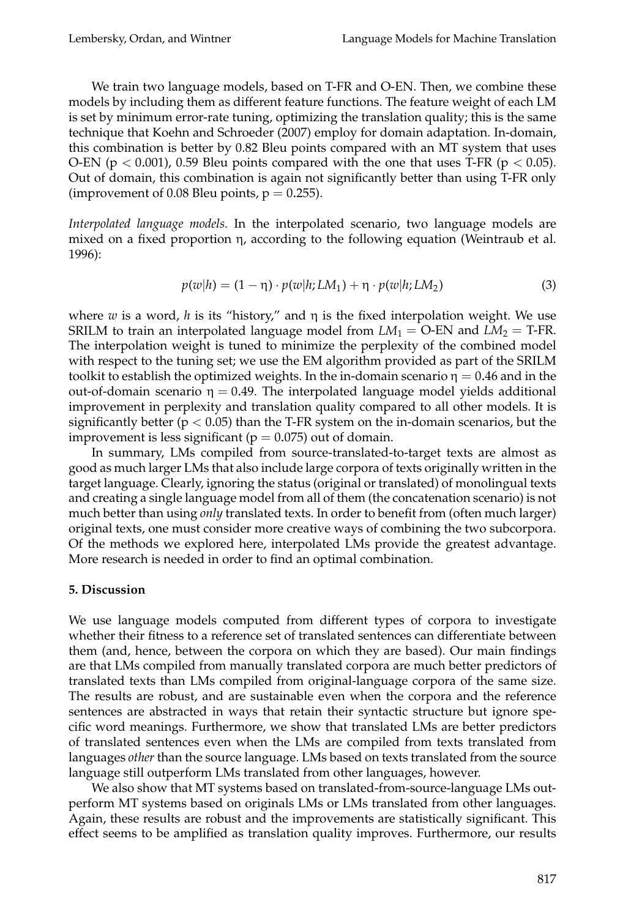We train two language models, based on T-FR and O-EN. Then, we combine these models by including them as different feature functions. The feature weight of each LM is set by minimum error-rate tuning, optimizing the translation quality; this is the same technique that Koehn and Schroeder (2007) employ for domain adaptation. In-domain, this combination is better by 0.82 Bleu points compared with an MT system that uses O-EN ($p < 0.001$), 0.59 Bleu points compared with the one that uses T-FR ($p < 0.05$). Out of domain, this combination is again not significantly better than using T-FR only (improvement of 0.08 Bleu points, $p = 0.255$).

*Interpolated language models.* In the interpolated scenario, two language models are mixed on a fixed proportion $\eta$, according to the following equation (Weintraub et al. 1996):

$$p(w|h) = (1 - \eta) \cdot p(w|h; LM_1) + \eta \cdot p(w|h; LM_2) \tag{3}$$

where $w$ is a word, $h$ is its "history," and $\eta$ is the fixed interpolation weight. We use SRILM to train an interpolated language model from $LM_1 =$ O-EN and $LM_2 =$ T-FR. The interpolation weight is tuned to minimize the perplexity of the combined model with respect to the tuning set; we use the EM algorithm provided as part of the SRILM toolkit to establish the optimized weights. In the in-domain scenario $\eta = 0.46$ and in the out-of-domain scenario $\eta = 0.49$. The interpolated language model yields additional improvement in perplexity and translation quality compared to all other models. It is significantly better ($p < 0.05$) than the T-FR system on the in-domain scenarios, but the improvement is less significant ($p = 0.075$) out of domain.

In summary, LMs compiled from source-translated-to-target texts are almost as good as much larger LMs that also include large corpora of texts originally written in the target language. Clearly, ignoring the status (original or translated) of monolingual texts and creating a single language model from all of them (the concatenation scenario) is not much better than using *only* translated texts. In order to benefit from (often much larger) original texts, one must consider more creative ways of combining the two subcorpora. Of the methods we explored here, interpolated LMs provide the greatest advantage. More research is needed in order to find an optimal combination.

## 5. Discussion

We use language models computed from different types of corpora to investigate whether their fitness to a reference set of translated sentences can differentiate between them (and, hence, between the corpora on which they are based). Our main findings are that LMs compiled from manually translated corpora are much better predictors of translated texts than LMs compiled from original-language corpora of the same size. The results are robust, and are sustainable even when the corpora and the reference sentences are abstracted in ways that retain their syntactic structure but ignore specific word meanings. Furthermore, we show that translated LMs are better predictors of translated sentences even when the LMs are compiled from texts translated from languages *other* than the source language. LMs based on texts translated from the source language still outperform LMs translated from other languages, however.

We also show that MT systems based on translated-from-source-language LMs outperform MT systems based on originals LMs or LMs translated from other languages. Again, these results are robust and the improvements are statistically significant. This effect seems to be amplified as translation quality improves. Furthermore, our results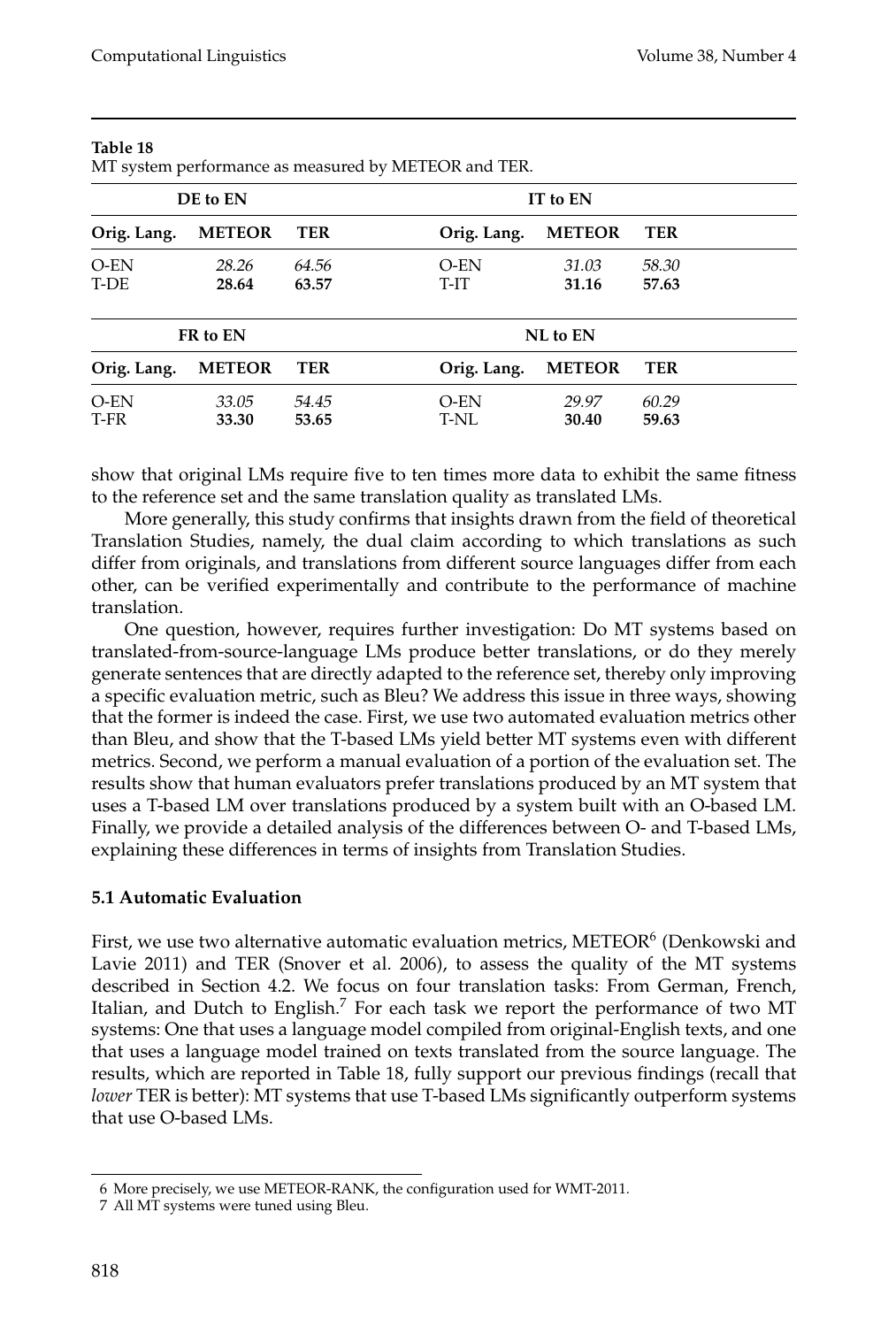**Table 18**
MT system performance as measured by METEOR and TER.

| DE to EN | | | IT to EN | | |
|---|---|---|---|---|---|
| **Orig. Lang.** | **METEOR** | **TER** | **Orig. Lang.** | **METEOR** | **TER** |
| O-EN | *28.26* | *64.56* | O-EN | *31.03* | *58.30* |
| T-DE | **28.64** | **63.57** | T-IT | **31.16** | **57.63** |

| FR to EN | | | NL to EN | | |
|---|---|---|---|---|---|
| **Orig. Lang.** | **METEOR** | **TER** | **Orig. Lang.** | **METEOR** | **TER** |
| O-EN | *33.05* | *54.45* | O-EN | *29.97* | *60.29* |
| T-FR | **33.30** | **53.65** | T-NL | **30.40** | **59.63** |

show that original LMs require five to ten times more data to exhibit the same fitness to the reference set and the same translation quality as translated LMs.

More generally, this study confirms that insights drawn from the field of theoretical Translation Studies, namely, the dual claim according to which translations as such differ from originals, and translations from different source languages differ from each other, can be verified experimentally and contribute to the performance of machine translation.

One question, however, requires further investigation: Do MT systems based on translated-from-source-language LMs produce better translations, or do they merely generate sentences that are directly adapted to the reference set, thereby only improving a specific evaluation metric, such as Bleu? We address this issue in three ways, showing that the former is indeed the case. First, we use two automated evaluation metrics other than Bleu, and show that the T-based LMs yield better MT systems even with different metrics. Second, we perform a manual evaluation of a portion of the evaluation set. The results show that human evaluators prefer translations produced by an MT system that uses a T-based LM over translations produced by a system built with an O-based LM. Finally, we provide a detailed analysis of the differences between O- and T-based LMs, explaining these differences in terms of insights from Translation Studies.

### 5.1 Automatic Evaluation

First, we use two alternative automatic evaluation metrics, METEOR[6] (Denkowski and Lavie 2011) and TER (Snover et al. 2006), to assess the quality of the MT systems described in Section 4.2. We focus on four translation tasks: From German, French, Italian, and Dutch to English.[7] For each task we report the performance of two MT systems: One that uses a language model compiled from original-English texts, and one that uses a language model trained on texts translated from the source language. The results, which are reported in Table 18, fully support our previous findings (recall that *lower* TER is better): MT systems that use T-based LMs significantly outperform systems that use O-based LMs.

---

6 More precisely, we use METEOR-RANK, the configuration used for WMT-2011.

7 All MT systems were tuned using Bleu.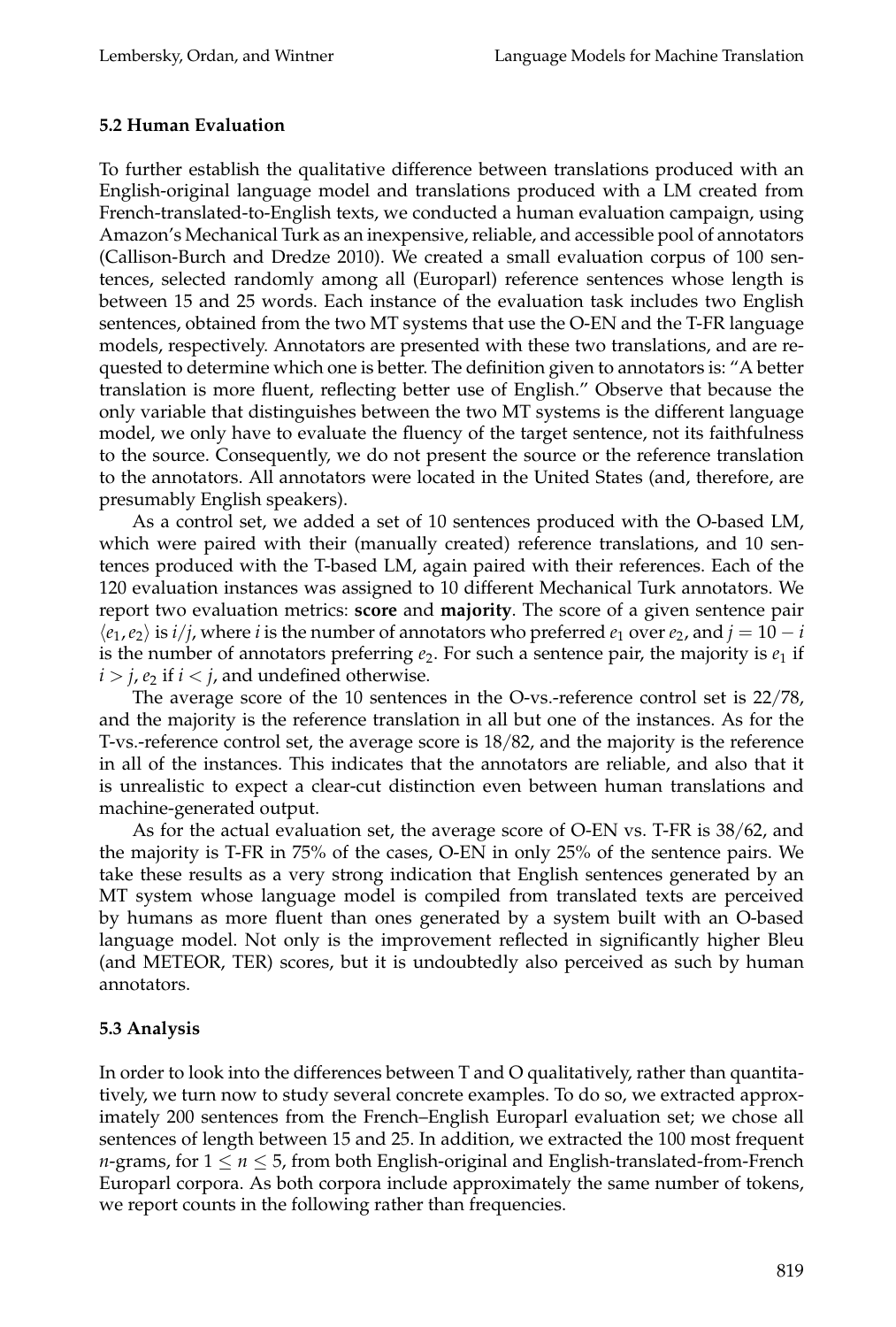### 5.2 Human Evaluation

To further establish the qualitative difference between translations produced with an English-original language model and translations produced with a LM created from French-translated-to-English texts, we conducted a human evaluation campaign, using Amazon's Mechanical Turk as an inexpensive, reliable, and accessible pool of annotators (Callison-Burch and Dredze 2010). We created a small evaluation corpus of 100 sentences, selected randomly among all (Europarl) reference sentences whose length is between 15 and 25 words. Each instance of the evaluation task includes two English sentences, obtained from the two MT systems that use the O-EN and the T-FR language models, respectively. Annotators are presented with these two translations, and are requested to determine which one is better. The definition given to annotators is: "A better translation is more fluent, reflecting better use of English." Observe that because the only variable that distinguishes between the two MT systems is the different language model, we only have to evaluate the fluency of the target sentence, not its faithfulness to the source. Consequently, we do not present the source or the reference translation to the annotators. All annotators were located in the United States (and, therefore, are presumably English speakers).

As a control set, we added a set of 10 sentences produced with the O-based LM, which were paired with their (manually created) reference translations, and 10 sentences produced with the T-based LM, again paired with their references. Each of the 120 evaluation instances was assigned to 10 different Mechanical Turk annotators. We report two evaluation metrics: **score** and **majority**. The score of a given sentence pair $\langle e_1, e_2 \rangle$ is $i/j$, where $i$ is the number of annotators who preferred $e_1$ over $e_2$, and $j = 10 - i$ is the number of annotators preferring $e_2$. For such a sentence pair, the majority is $e_1$ if $i > j$, $e_2$ if $i < j$, and undefined otherwise.

The average score of the 10 sentences in the O-vs.-reference control set is 22/78, and the majority is the reference translation in all but one of the instances. As for the T-vs.-reference control set, the average score is 18/82, and the majority is the reference in all of the instances. This indicates that the annotators are reliable, and also that it is unrealistic to expect a clear-cut distinction even between human translations and machine-generated output.

As for the actual evaluation set, the average score of O-EN vs. T-FR is 38/62, and the majority is T-FR in 75% of the cases, O-EN in only 25% of the sentence pairs. We take these results as a very strong indication that English sentences generated by an MT system whose language model is compiled from translated texts are perceived by humans as more fluent than ones generated by a system built with an O-based language model. Not only is the improvement reflected in significantly higher Bleu (and METEOR, TER) scores, but it is undoubtedly also perceived as such by human annotators.

### 5.3 Analysis

In order to look into the differences between T and O qualitatively, rather than quantitatively, we turn now to study several concrete examples. To do so, we extracted approximately 200 sentences from the French–English Europarl evaluation set; we chose all sentences of length between 15 and 25. In addition, we extracted the 100 most frequent $n$-grams, for $1 \leq n \leq 5$, from both English-original and English-translated-from-French Europarl corpora. As both corpora include approximately the same number of tokens, we report counts in the following rather than frequencies.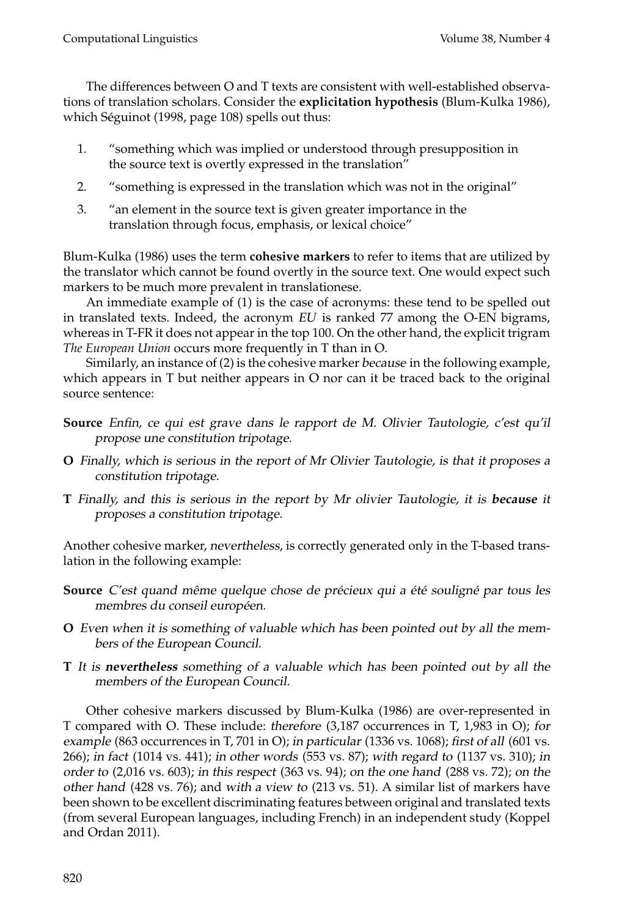The differences between O and T texts are consistent with well-established observations of translation scholars. Consider the **explicitation hypothesis** (Blum-Kulka 1986), which Séguinot (1998, page 108) spells out thus:

1. "something which was implied or understood through presupposition in the source text is overtly expressed in the translation"
2. "something is expressed in the translation which was not in the original"
3. "an element in the source text is given greater importance in the translation through focus, emphasis, or lexical choice"

Blum-Kulka (1986) uses the term **cohesive markers** to refer to items that are utilized by the translator which cannot be found overtly in the source text. One would expect such markers to be much more prevalent in translationese.

An immediate example of (1) is the case of acronyms: these tend to be spelled out in translated texts. Indeed, the acronym *EU* is ranked 77 among the O-EN bigrams, whereas in T-FR it does not appear in the top 100. On the other hand, the explicit trigram *The European Union* occurs more frequently in T than in O.

Similarly, an instance of (2) is the cohesive marker *because* in the following example, which appears in T but neither appears in O nor can it be traced back to the original source sentence:

**Source** *Enfin, ce qui est grave dans le rapport de M. Olivier Tautologie, c'est qu'il propose une constitution tripotage.*

**O** *Finally, which is serious in the report of Mr Olivier Tautologie, is that it proposes a constitution tripotage.*

**T** *Finally, and this is serious in the report by Mr olivier Tautologie, it is* ***because*** *it proposes a constitution tripotage.*

Another cohesive marker, *nevertheless*, is correctly generated only in the T-based translation in the following example:

**Source** *C'est quand même quelque chose de précieux qui a été souligné par tous les membres du conseil européen.*

**O** *Even when it is something of valuable which has been pointed out by all the members of the European Council.*

**T** *It is* ***nevertheless*** *something of a valuable which has been pointed out by all the members of the European Council.*

Other cohesive markers discussed by Blum-Kulka (1986) are over-represented in T compared with O. These include: *therefore* (3,187 occurrences in T, 1,983 in O); *for example* (863 occurrences in T, 701 in O); *in particular* (1336 vs. 1068); *first of all* (601 vs. 266); *in fact* (1014 vs. 441); *in other words* (553 vs. 87); *with regard to* (1137 vs. 310); *in order to* (2,016 vs. 603); *in this respect* (363 vs. 94); *on the one hand* (288 vs. 72); *on the other hand* (428 vs. 76); and *with a view to* (213 vs. 51). A similar list of markers have been shown to be excellent discriminating features between original and translated texts (from several European languages, including French) in an independent study (Koppel and Ordan 2011).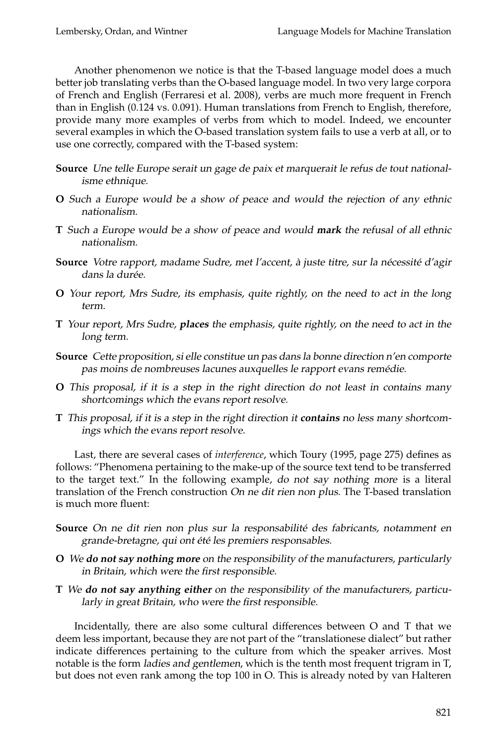Another phenomenon we notice is that the T-based language model does a much better job translating verbs than the O-based language model. In two very large corpora of French and English (Ferraresi et al. 2008), verbs are much more frequent in French than in English (0.124 vs. 0.091). Human translations from French to English, therefore, provide many more examples of verbs from which to model. Indeed, we encounter several examples in which the O-based translation system fails to use a verb at all, or to use one correctly, compared with the T-based system:

**Source** *Une telle Europe serait un gage de paix et marquerait le refus de tout nationalisme ethnique.*

**O** *Such a Europe would be a show of peace and would the rejection of any ethnic nationalism.*

**T** *Such a Europe would be a show of peace and would **mark** the refusal of all ethnic nationalism.*

**Source** *Votre rapport, madame Sudre, met l'accent, à juste titre, sur la nécessité d'agir dans la durée.*

**O** *Your report, Mrs Sudre, its emphasis, quite rightly, on the need to act in the long term.*

**T** *Your report, Mrs Sudre, **places** the emphasis, quite rightly, on the need to act in the long term.*

**Source** *Cette proposition, si elle constitue un pas dans la bonne direction n'en comporte pas moins de nombreuses lacunes auxquelles le rapport evans remédie.*

**O** *This proposal, if it is a step in the right direction do not least in contains many shortcomings which the evans report resolve.*

**T** *This proposal, if it is a step in the right direction it **contains** no less many shortcomings which the evans report resolve.*

Last, there are several cases of *interference*, which Toury (1995, page 275) defines as follows: "Phenomena pertaining to the make-up of the source text tend to be transferred to the target text." In the following example, *do not say nothing more* is a literal translation of the French construction *On ne dit rien non plus*. The T-based translation is much more fluent:

**Source** *On ne dit rien non plus sur la responsabilité des fabricants, notamment en grande-bretagne, qui ont été les premiers responsables.*

**O** *We **do not say nothing more** on the responsibility of the manufacturers, particularly in Britain, which were the first responsible.*

**T** *We **do not say anything either** on the responsibility of the manufacturers, particularly in great Britain, who were the first responsible.*

Incidentally, there are also some cultural differences between O and T that we deem less important, because they are not part of the "translationese dialect" but rather indicate differences pertaining to the culture from which the speaker arrives. Most notable is the form *ladies and gentlemen*, which is the tenth most frequent trigram in T, but does not even rank among the top 100 in O. This is already noted by van Halteren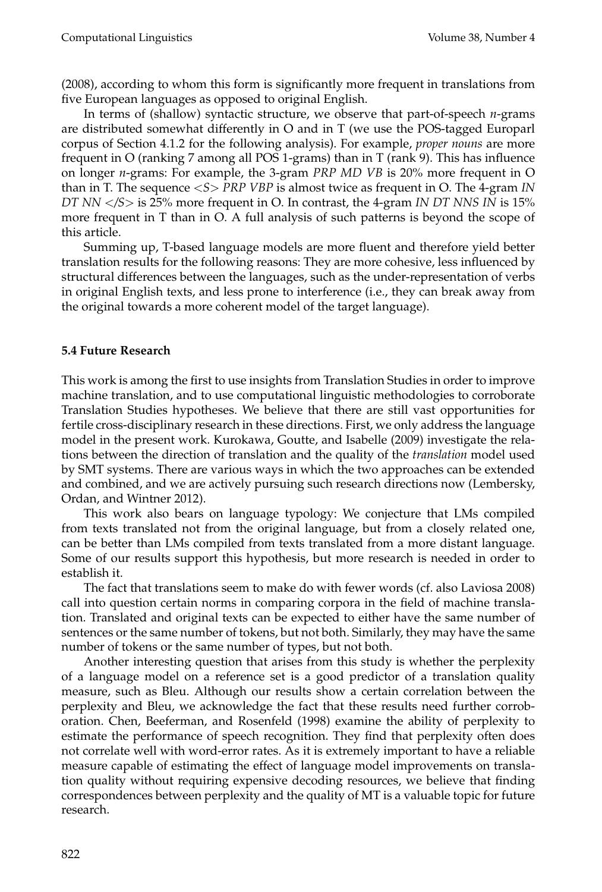(2008), according to whom this form is significantly more frequent in translations from five European languages as opposed to original English.

In terms of (shallow) syntactic structure, we observe that part-of-speech *n*-grams are distributed somewhat differently in O and in T (we use the POS-tagged Europarl corpus of Section 4.1.2 for the following analysis). For example, *proper nouns* are more frequent in O (ranking 7 among all POS 1-grams) than in T (rank 9). This has influence on longer *n*-grams: For example, the 3-gram *PRP MD VB* is 20% more frequent in O than in T. The sequence *<S> PRP VBP* is almost twice as frequent in O. The 4-gram *IN DT NN </S>* is 25% more frequent in O. In contrast, the 4-gram *IN DT NNS IN* is 15% more frequent in T than in O. A full analysis of such patterns is beyond the scope of this article.

Summing up, T-based language models are more fluent and therefore yield better translation results for the following reasons: They are more cohesive, less influenced by structural differences between the languages, such as the under-representation of verbs in original English texts, and less prone to interference (i.e., they can break away from the original towards a more coherent model of the target language).

### 5.4 Future Research

This work is among the first to use insights from Translation Studies in order to improve machine translation, and to use computational linguistic methodologies to corroborate Translation Studies hypotheses. We believe that there are still vast opportunities for fertile cross-disciplinary research in these directions. First, we only address the language model in the present work. Kurokawa, Goutte, and Isabelle (2009) investigate the relations between the direction of translation and the quality of the *translation* model used by SMT systems. There are various ways in which the two approaches can be extended and combined, and we are actively pursuing such research directions now (Lembersky, Ordan, and Wintner 2012).

This work also bears on language typology: We conjecture that LMs compiled from texts translated not from the original language, but from a closely related one, can be better than LMs compiled from texts translated from a more distant language. Some of our results support this hypothesis, but more research is needed in order to establish it.

The fact that translations seem to make do with fewer words (cf. also Laviosa 2008) call into question certain norms in comparing corpora in the field of machine translation. Translated and original texts can be expected to either have the same number of sentences or the same number of tokens, but not both. Similarly, they may have the same number of tokens or the same number of types, but not both.

Another interesting question that arises from this study is whether the perplexity of a language model on a reference set is a good predictor of a translation quality measure, such as Bleu. Although our results show a certain correlation between the perplexity and Bleu, we acknowledge the fact that these results need further corroboration. Chen, Beeferman, and Rosenfeld (1998) examine the ability of perplexity to estimate the performance of speech recognition. They find that perplexity often does not correlate well with word-error rates. As it is extremely important to have a reliable measure capable of estimating the effect of language model improvements on translation quality without requiring expensive decoding resources, we believe that finding correspondences between perplexity and the quality of MT is a valuable topic for future research.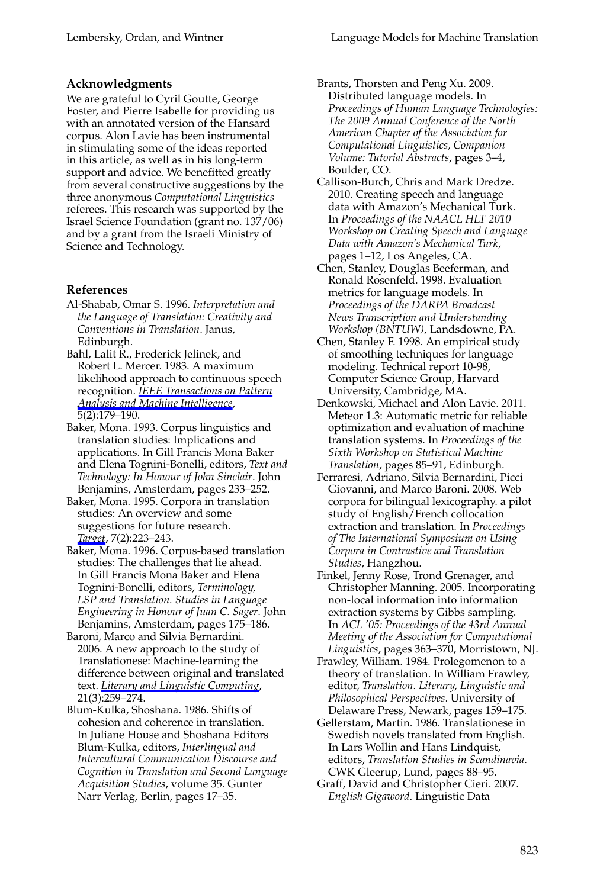## Acknowledgments

We are grateful to Cyril Goutte, George Foster, and Pierre Isabelle for providing us with an annotated version of the Hansard corpus. Alon Lavie has been instrumental in stimulating some of the ideas reported in this article, as well as in his long-term support and advice. We benefitted greatly from several constructive suggestions by the three anonymous *Computational Linguistics* referees. This research was supported by the Israel Science Foundation (grant no. 137/06) and by a grant from the Israeli Ministry of Science and Technology.

## References

Al-Shabab, Omar S. 1996. *Interpretation and the Language of Translation: Creativity and Conventions in Translation*. Janus, Edinburgh.

Bahl, Lalit R., Frederick Jelinek, and Robert L. Mercer. 1983. A maximum likelihood approach to continuous speech recognition. *IEEE Transactions on Pattern Analysis and Machine Intelligence*, 5(2):179–190.

Baker, Mona. 1993. Corpus linguistics and translation studies: Implications and applications. In Gill Francis Mona Baker and Elena Tognini-Bonelli, editors, *Text and Technology: In Honour of John Sinclair*. John Benjamins, Amsterdam, pages 233–252.

Baker, Mona. 1995. Corpora in translation studies: An overview and some suggestions for future research. *Target*, 7(2):223–243.

Baker, Mona. 1996. Corpus-based translation studies: The challenges that lie ahead. In Gill Francis Mona Baker and Elena Tognini-Bonelli, editors, *Terminology, LSP and Translation. Studies in Language Engineering in Honour of Juan C. Sager*. John Benjamins, Amsterdam, pages 175–186.

Baroni, Marco and Silvia Bernardini. 2006. A new approach to the study of Translationese: Machine-learning the difference between original and translated text. *Literary and Linguistic Computing*, 21(3):259–274.

Blum-Kulka, Shoshana. 1986. Shifts of cohesion and coherence in translation. In Juliane House and Shoshana Editors Blum-Kulka, editors, *Interlingual and Intercultural Communication Discourse and Cognition in Translation and Second Language Acquisition Studies*, volume 35. Gunter Narr Verlag, Berlin, pages 17–35.

Brants, Thorsten and Peng Xu. 2009. Distributed language models. In *Proceedings of Human Language Technologies: The 2009 Annual Conference of the North American Chapter of the Association for Computational Linguistics, Companion Volume: Tutorial Abstracts*, pages 3–4, Boulder, CO.

Callison-Burch, Chris and Mark Dredze. 2010. Creating speech and language data with Amazon's Mechanical Turk. In *Proceedings of the NAACL HLT 2010 Workshop on Creating Speech and Language Data with Amazon's Mechanical Turk*, pages 1–12, Los Angeles, CA.

Chen, Stanley, Douglas Beeferman, and Ronald Rosenfeld. 1998. Evaluation metrics for language models. In *Proceedings of the DARPA Broadcast News Transcription and Understanding Workshop (BNTUW)*, Landsdowne, PA.

Chen, Stanley F. 1998. An empirical study of smoothing techniques for language modeling. Technical report 10-98, Computer Science Group, Harvard University, Cambridge, MA.

Denkowski, Michael and Alon Lavie. 2011. Meteor 1.3: Automatic metric for reliable optimization and evaluation of machine translation systems. In *Proceedings of the Sixth Workshop on Statistical Machine Translation*, pages 85–91, Edinburgh.

Ferraresi, Adriano, Silvia Bernardini, Picci Giovanni, and Marco Baroni. 2008. Web corpora for bilingual lexicography. a pilot study of English/French collocation extraction and translation. In *Proceedings of The International Symposium on Using Corpora in Contrastive and Translation Studies*, Hangzhou.

Finkel, Jenny Rose, Trond Grenager, and Christopher Manning. 2005. Incorporating non-local information into information extraction systems by Gibbs sampling. In *ACL '05: Proceedings of the 43rd Annual Meeting of the Association for Computational Linguistics*, pages 363–370, Morristown, NJ.

Frawley, William. 1984. Prolegomenon to a theory of translation. In William Frawley, editor, *Translation. Literary, Linguistic and Philosophical Perspectives*. University of Delaware Press, Newark, pages 159–175.

Gellerstam, Martin. 1986. Translationese in Swedish novels translated from English. In Lars Wollin and Hans Lindquist, editors, *Translation Studies in Scandinavia*. CWK Gleerup, Lund, pages 88–95.

Graff, David and Christopher Cieri. 2007. *English Gigaword*. Linguistic Data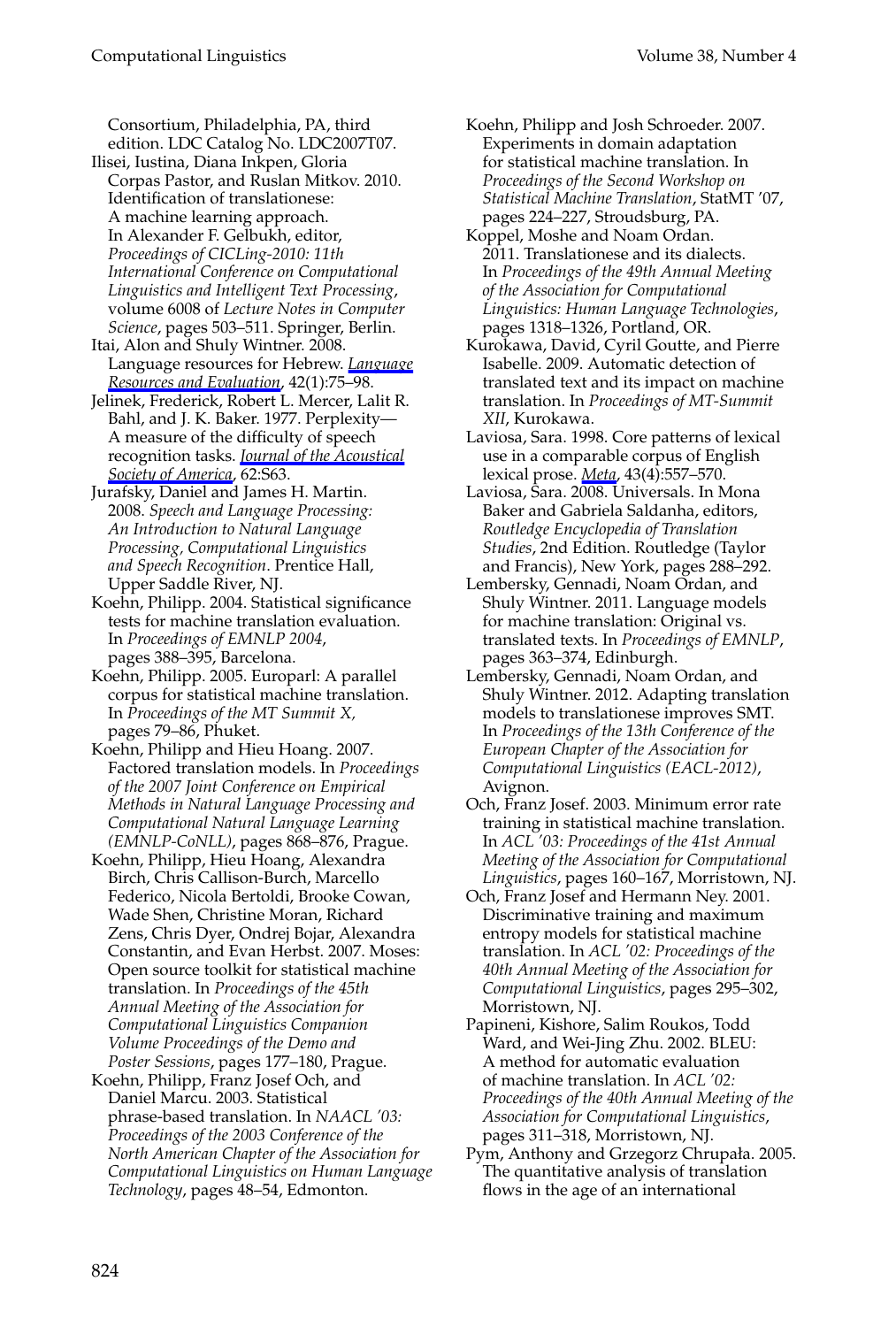Consortium, Philadelphia, PA, third edition. LDC Catalog No. LDC2007T07.

Ilisei, Iustina, Diana Inkpen, Gloria Corpas Pastor, and Ruslan Mitkov. 2010. Identification of translationese: A machine learning approach. In Alexander F. Gelbukh, editor, *Proceedings of CICLing-2010: 11th International Conference on Computational Linguistics and Intelligent Text Processing*, volume 6008 of *Lecture Notes in Computer Science*, pages 503–511. Springer, Berlin.

Itai, Alon and Shuly Wintner. 2008. Language resources for Hebrew. *Language Resources and Evaluation*, 42(1):75–98.

Jelinek, Frederick, Robert L. Mercer, Lalit R. Bahl, and J. K. Baker. 1977. Perplexity—A measure of the difficulty of speech recognition tasks. *Journal of the Acoustical Society of America*, 62:S63.

Jurafsky, Daniel and James H. Martin. 2008. *Speech and Language Processing: An Introduction to Natural Language Processing, Computational Linguistics and Speech Recognition*. Prentice Hall, Upper Saddle River, NJ.

Koehn, Philipp. 2004. Statistical significance tests for machine translation evaluation. In *Proceedings of EMNLP 2004*, pages 388–395, Barcelona.

Koehn, Philipp. 2005. Europarl: A parallel corpus for statistical machine translation. In *Proceedings of the MT Summit X,* pages 79–86, Phuket.

Koehn, Philipp and Hieu Hoang. 2007. Factored translation models. In *Proceedings of the 2007 Joint Conference on Empirical Methods in Natural Language Processing and Computational Natural Language Learning (EMNLP-CoNLL)*, pages 868–876, Prague.

Koehn, Philipp, Hieu Hoang, Alexandra Birch, Chris Callison-Burch, Marcello Federico, Nicola Bertoldi, Brooke Cowan, Wade Shen, Christine Moran, Richard Zens, Chris Dyer, Ondrej Bojar, Alexandra Constantin, and Evan Herbst. 2007. Moses: Open source toolkit for statistical machine translation. In *Proceedings of the 45th Annual Meeting of the Association for Computational Linguistics Companion Volume Proceedings of the Demo and Poster Sessions*, pages 177–180, Prague.

Koehn, Philipp, Franz Josef Och, and Daniel Marcu. 2003. Statistical phrase-based translation. In *NAACL '03: Proceedings of the 2003 Conference of the North American Chapter of the Association for Computational Linguistics on Human Language Technology*, pages 48–54, Edmonton.

Koehn, Philipp and Josh Schroeder. 2007. Experiments in domain adaptation for statistical machine translation. In *Proceedings of the Second Workshop on Statistical Machine Translation*, StatMT '07, pages 224–227, Stroudsburg, PA.

Koppel, Moshe and Noam Ordan. 2011. Translationese and its dialects. In *Proceedings of the 49th Annual Meeting of the Association for Computational Linguistics: Human Language Technologies*, pages 1318–1326, Portland, OR.

Kurokawa, David, Cyril Goutte, and Pierre Isabelle. 2009. Automatic detection of translated text and its impact on machine translation. In *Proceedings of MT-Summit XII*, Kurokawa.

Laviosa, Sara. 1998. Core patterns of lexical use in a comparable corpus of English lexical prose. *Meta*, 43(4):557–570.

Laviosa, Sara. 2008. Universals. In Mona Baker and Gabriela Saldanha, editors, *Routledge Encyclopedia of Translation Studies*, 2nd Edition. Routledge (Taylor and Francis), New York, pages 288–292.

Lembersky, Gennadi, Noam Ordan, and Shuly Wintner. 2011. Language models for machine translation: Original vs. translated texts. In *Proceedings of EMNLP*, pages 363–374, Edinburgh.

Lembersky, Gennadi, Noam Ordan, and Shuly Wintner. 2012. Adapting translation models to translationese improves SMT. In *Proceedings of the 13th Conference of the European Chapter of the Association for Computational Linguistics (EACL-2012)*, Avignon.

Och, Franz Josef. 2003. Minimum error rate training in statistical machine translation. In *ACL '03: Proceedings of the 41st Annual Meeting of the Association for Computational Linguistics*, pages 160–167, Morristown, NJ.

Och, Franz Josef and Hermann Ney. 2001. Discriminative training and maximum entropy models for statistical machine translation. In *ACL '02: Proceedings of the 40th Annual Meeting of the Association for Computational Linguistics*, pages 295–302, Morristown, NJ.

Papineni, Kishore, Salim Roukos, Todd Ward, and Wei-Jing Zhu. 2002. BLEU: A method for automatic evaluation of machine translation. In *ACL '02: Proceedings of the 40th Annual Meeting of the Association for Computational Linguistics*, pages 311–318, Morristown, NJ.

Pym, Anthony and Grzegorz Chrupała. 2005. The quantitative analysis of translation flows in the age of an international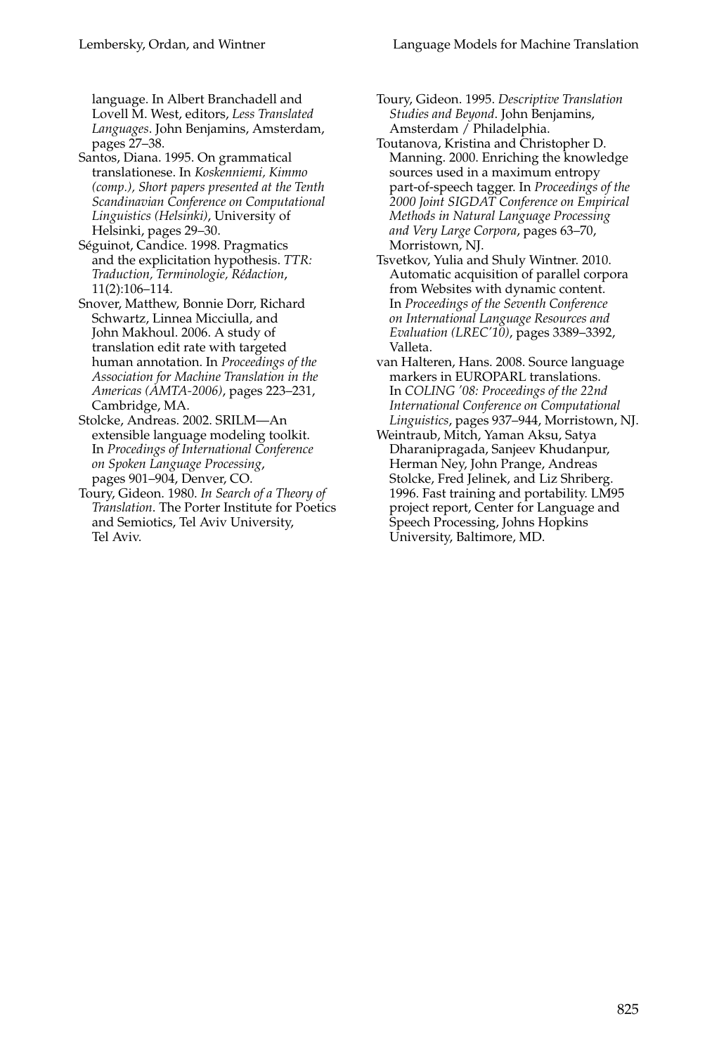language. In Albert Branchadell and Lovell M. West, editors, *Less Translated Languages*. John Benjamins, Amsterdam, pages 27–38.

Santos, Diana. 1995. On grammatical translationese. In *Koskenniemi, Kimmo (comp.), Short papers presented at the Tenth Scandinavian Conference on Computational Linguistics (Helsinki)*, University of Helsinki, pages 29–30.

Séguinot, Candice. 1998. Pragmatics and the explicitation hypothesis. *TTR: Traduction, Terminologie, Rédaction*, 11(2):106–114.

Snover, Matthew, Bonnie Dorr, Richard Schwartz, Linnea Micciulla, and John Makhoul. 2006. A study of translation edit rate with targeted human annotation. In *Proceedings of the Association for Machine Translation in the Americas (AMTA-2006)*, pages 223–231, Cambridge, MA.

Stolcke, Andreas. 2002. SRILM—An extensible language modeling toolkit. In *Procedings of International Conference on Spoken Language Processing*, pages 901–904, Denver, CO.

Toury, Gideon. 1980. *In Search of a Theory of Translation*. The Porter Institute for Poetics and Semiotics, Tel Aviv University, Tel Aviv.

Toury, Gideon. 1995. *Descriptive Translation Studies and Beyond*. John Benjamins, Amsterdam / Philadelphia.

Toutanova, Kristina and Christopher D. Manning. 2000. Enriching the knowledge sources used in a maximum entropy part-of-speech tagger. In *Proceedings of the 2000 Joint SIGDAT Conference on Empirical Methods in Natural Language Processing and Very Large Corpora*, pages 63–70, Morristown, NJ.

Tsvetkov, Yulia and Shuly Wintner. 2010. Automatic acquisition of parallel corpora from Websites with dynamic content. In *Proceedings of the Seventh Conference on International Language Resources and Evaluation (LREC'10)*, pages 3389–3392, Valleta.

van Halteren, Hans. 2008. Source language markers in EUROPARL translations. In *COLING '08: Proceedings of the 22nd International Conference on Computational Linguistics*, pages 937–944, Morristown, NJ.

Weintraub, Mitch, Yaman Aksu, Satya Dharanipragada, Sanjeev Khudanpur, Herman Ney, John Prange, Andreas Stolcke, Fred Jelinek, and Liz Shriberg. 1996. Fast training and portability. LM95 project report, Center for Language and Speech Processing, Johns Hopkins University, Baltimore, MD.